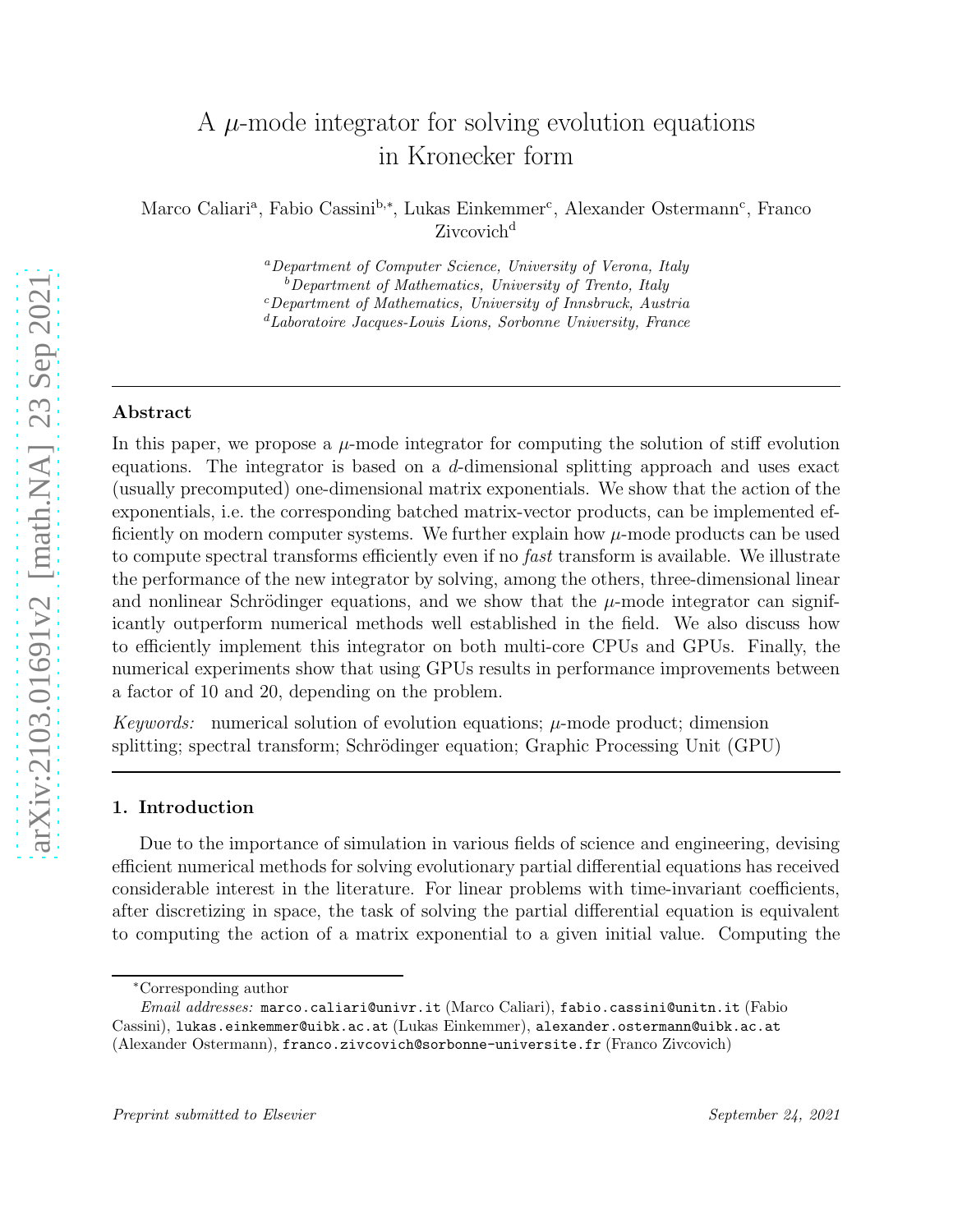# A $\mu$-mode integrator for solving evolution equations in Kronecker form

Marco Caliari[a], Fabio Cassini[b,*], Lukas Einkemmer[c], Alexander Ostermann[c], Franco Zivcovich[d]

[a] *Department of Computer Science, University of Verona, Italy*
[b] *Department of Mathematics, University of Trento, Italy*
[c] *Department of Mathematics, University of Innsbruck, Austria*
[d] *Laboratoire Jacques-Louis Lions, Sorbonne University, France*

---

### Abstract

In this paper, we propose a $\mu$-mode integrator for computing the solution of stiff evolution equations. The integrator is based on a $d$-dimensional splitting approach and uses exact (usually precomputed) one-dimensional matrix exponentials. We show that the action of the exponentials, i.e. the corresponding batched matrix-vector products, can be implemented efficiently on modern computer systems. We further explain how $\mu$-mode products can be used to compute spectral transforms efficiently even if no *fast* transform is available. We illustrate the performance of the new integrator by solving, among the others, three-dimensional linear and nonlinear Schrödinger equations, and we show that the $\mu$-mode integrator can significantly outperform numerical methods well established in the field. We also discuss how to efficiently implement this integrator on both multi-core CPUs and GPUs. Finally, the numerical experiments show that using GPUs results in performance improvements between a factor of 10 and 20, depending on the problem.

*Keywords:* numerical solution of evolution equations; $\mu$-mode product; dimension splitting; spectral transform; Schrödinger equation; Graphic Processing Unit (GPU)

---

## 1. Introduction

Due to the importance of simulation in various fields of science and engineering, devising efficient numerical methods for solving evolutionary partial differential equations has received considerable interest in the literature. For linear problems with time-invariant coefficients, after discretizing in space, the task of solving the partial differential equation is equivalent to computing the action of a matrix exponential to a given initial value. Computing the

---

*Corresponding author

*Email addresses:* marco.caliari@univr.it (Marco Caliari), fabio.cassini@unitn.it (Fabio Cassini), lukas.einkemmer@uibk.ac.at (Lukas Einkemmer), alexander.ostermann@uibk.ac.at (Alexander Ostermann), franco.zivcovich@sorbonne-universite.fr (Franco Zivcovich)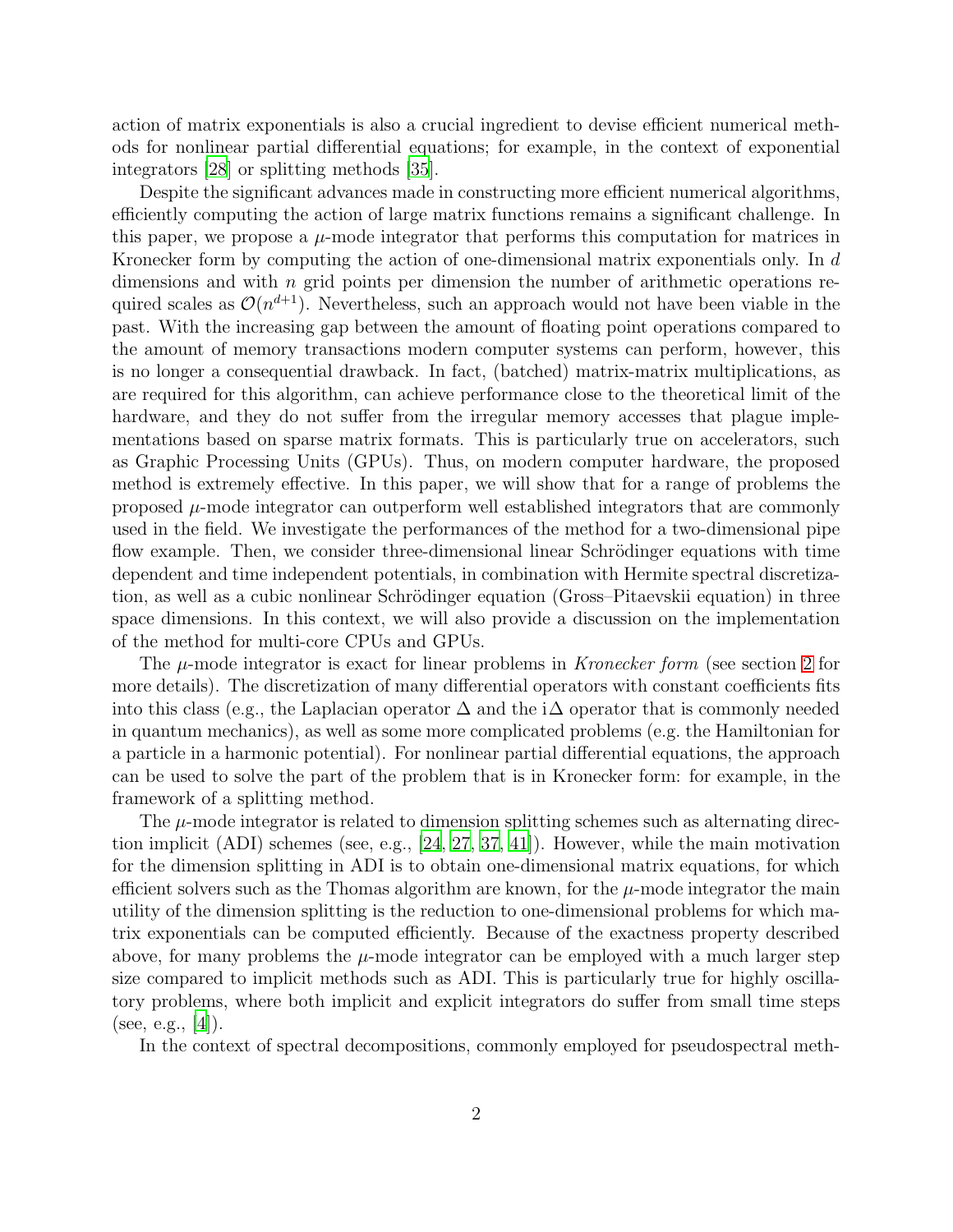action of matrix exponentials is also a crucial ingredient to devise efficient numerical methods for nonlinear partial differential equations; for example, in the context of exponential integrators [28] or splitting methods [35].

Despite the significant advances made in constructing more efficient numerical algorithms, efficiently computing the action of large matrix functions remains a significant challenge. In this paper, we propose a $\mu$-mode integrator that performs this computation for matrices in Kronecker form by computing the action of one-dimensional matrix exponentials only. In $d$ dimensions and with $n$ grid points per dimension the number of arithmetic operations required scales as $\mathcal{O}(n^{d+1})$. Nevertheless, such an approach would not have been viable in the past. With the increasing gap between the amount of floating point operations compared to the amount of memory transactions modern computer systems can perform, however, this is no longer a consequential drawback. In fact, (batched) matrix-matrix multiplications, as are required for this algorithm, can achieve performance close to the theoretical limit of the hardware, and they do not suffer from the irregular memory accesses that plague implementations based on sparse matrix formats. This is particularly true on accelerators, such as Graphic Processing Units (GPUs). Thus, on modern computer hardware, the proposed method is extremely effective. In this paper, we will show that for a range of problems the proposed $\mu$-mode integrator can outperform well established integrators that are commonly used in the field. We investigate the performances of the method for a two-dimensional pipe flow example. Then, we consider three-dimensional linear Schrödinger equations with time dependent and time independent potentials, in combination with Hermite spectral discretization, as well as a cubic nonlinear Schrödinger equation (Gross–Pitaevskii equation) in three space dimensions. In this context, we will also provide a discussion on the implementation of the method for multi-core CPUs and GPUs.

The $\mu$-mode integrator is exact for linear problems in *Kronecker form* (see section 2 for more details). The discretization of many differential operators with constant coefficients fits into this class (e.g., the Laplacian operator $\Delta$ and the $\mathrm{i}\Delta$ operator that is commonly needed in quantum mechanics), as well as some more complicated problems (e.g. the Hamiltonian for a particle in a harmonic potential). For nonlinear partial differential equations, the approach can be used to solve the part of the problem that is in Kronecker form: for example, in the framework of a splitting method.

The $\mu$-mode integrator is related to dimension splitting schemes such as alternating direction implicit (ADI) schemes (see, e.g., [24, 27, 37, 41]). However, while the main motivation for the dimension splitting in ADI is to obtain one-dimensional matrix equations, for which efficient solvers such as the Thomas algorithm are known, for the $\mu$-mode integrator the main utility of the dimension splitting is the reduction to one-dimensional problems for which matrix exponentials can be computed efficiently. Because of the exactness property described above, for many problems the $\mu$-mode integrator can be employed with a much larger step size compared to implicit methods such as ADI. This is particularly true for highly oscillatory problems, where both implicit and explicit integrators do suffer from small time steps (see, e.g., [4]).

In the context of spectral decompositions, commonly employed for pseudospectral meth-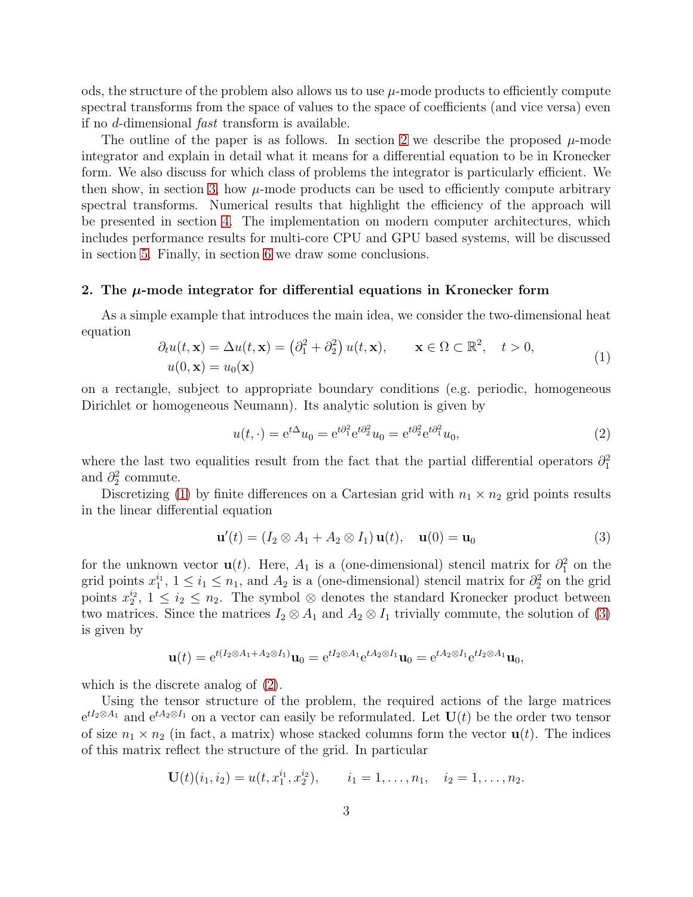ods, the structure of the problem also allows us to use $\mu$-mode products to efficiently compute spectral transforms from the space of values to the space of coefficients (and vice versa) even if no $d$-dimensional *fast* transform is available.

The outline of the paper is as follows. In section 2 we describe the proposed $\mu$-mode integrator and explain in detail what it means for a differential equation to be in Kronecker form. We also discuss for which class of problems the integrator is particularly efficient. We then show, in section 3, how $\mu$-mode products can be used to efficiently compute arbitrary spectral transforms. Numerical results that highlight the efficiency of the approach will be presented in section 4. The implementation on modern computer architectures, which includes performance results for multi-core CPU and GPU based systems, will be discussed in section 5. Finally, in section 6 we draw some conclusions.

## 2. The $\mu$-mode integrator for differential equations in Kronecker form

As a simple example that introduces the main idea, we consider the two-dimensional heat equation

$$
\begin{aligned}
\partial_t u(t, \mathbf{x}) &= \Delta u(t, \mathbf{x}) = \left(\partial_1^2 + \partial_2^2\right) u(t, \mathbf{x}), \qquad \mathbf{x} \in \Omega \subset \mathbb{R}^2, \quad t > 0, \\
u(0, \mathbf{x}) &= u_0(\mathbf{x})
\end{aligned}
\tag{1}
$$

on a rectangle, subject to appropriate boundary conditions (e.g. periodic, homogeneous Dirichlet or homogeneous Neumann). Its analytic solution is given by

$$
u(t, \cdot) = \mathrm{e}^{t\Delta} u_0 = \mathrm{e}^{t\partial_1^2} \mathrm{e}^{t\partial_2^2} u_0 = \mathrm{e}^{t\partial_2^2} \mathrm{e}^{t\partial_1^2} u_0, \tag{2}
$$

where the last two equalities result from the fact that the partial differential operators $\partial_1^2$ and $\partial_2^2$ commute.

Discretizing (1) by finite differences on a Cartesian grid with $n_1 \times n_2$ grid points results in the linear differential equation

$$
\mathbf{u}'(t) = \left(I_2 \otimes A_1 + A_2 \otimes I_1\right) \mathbf{u}(t), \quad \mathbf{u}(0) = \mathbf{u}_0 \tag{3}
$$

for the unknown vector $\mathbf{u}(t)$. Here, $A_1$ is a (one-dimensional) stencil matrix for $\partial_1^2$ on the grid points $x_1^{i_1}$, $1 \leq i_1 \leq n_1$, and $A_2$ is a (one-dimensional) stencil matrix for $\partial_2^2$ on the grid points $x_2^{i_2}$, $1 \leq i_2 \leq n_2$. The symbol $\otimes$ denotes the standard Kronecker product between two matrices. Since the matrices $I_2 \otimes A_1$ and $A_2 \otimes I_1$ trivially commute, the solution of (3) is given by

$$
\mathbf{u}(t) = \mathrm{e}^{t(I_2 \otimes A_1 + A_2 \otimes I_1)} \mathbf{u}_0 = \mathrm{e}^{tI_2 \otimes A_1} \mathrm{e}^{tA_2 \otimes I_1} \mathbf{u}_0 = \mathrm{e}^{tA_2 \otimes I_1} \mathrm{e}^{tI_2 \otimes A_1} \mathbf{u}_0,
$$

which is the discrete analog of (2).

Using the tensor structure of the problem, the required actions of the large matrices $\mathrm{e}^{tI_2 \otimes A_1}$ and $\mathrm{e}^{tA_2 \otimes I_1}$ on a vector can easily be reformulated. Let $\mathbf{U}(t)$ be the order two tensor of size $n_1 \times n_2$ (in fact, a matrix) whose stacked columns form the vector $\mathbf{u}(t)$. The indices of this matrix reflect the structure of the grid. In particular

$$
\mathbf{U}(t)(i_1, i_2) = u(t, x_1^{i_1}, x_2^{i_2}), \qquad i_1 = 1, \ldots, n_1, \quad i_2 = 1, \ldots, n_2.
$$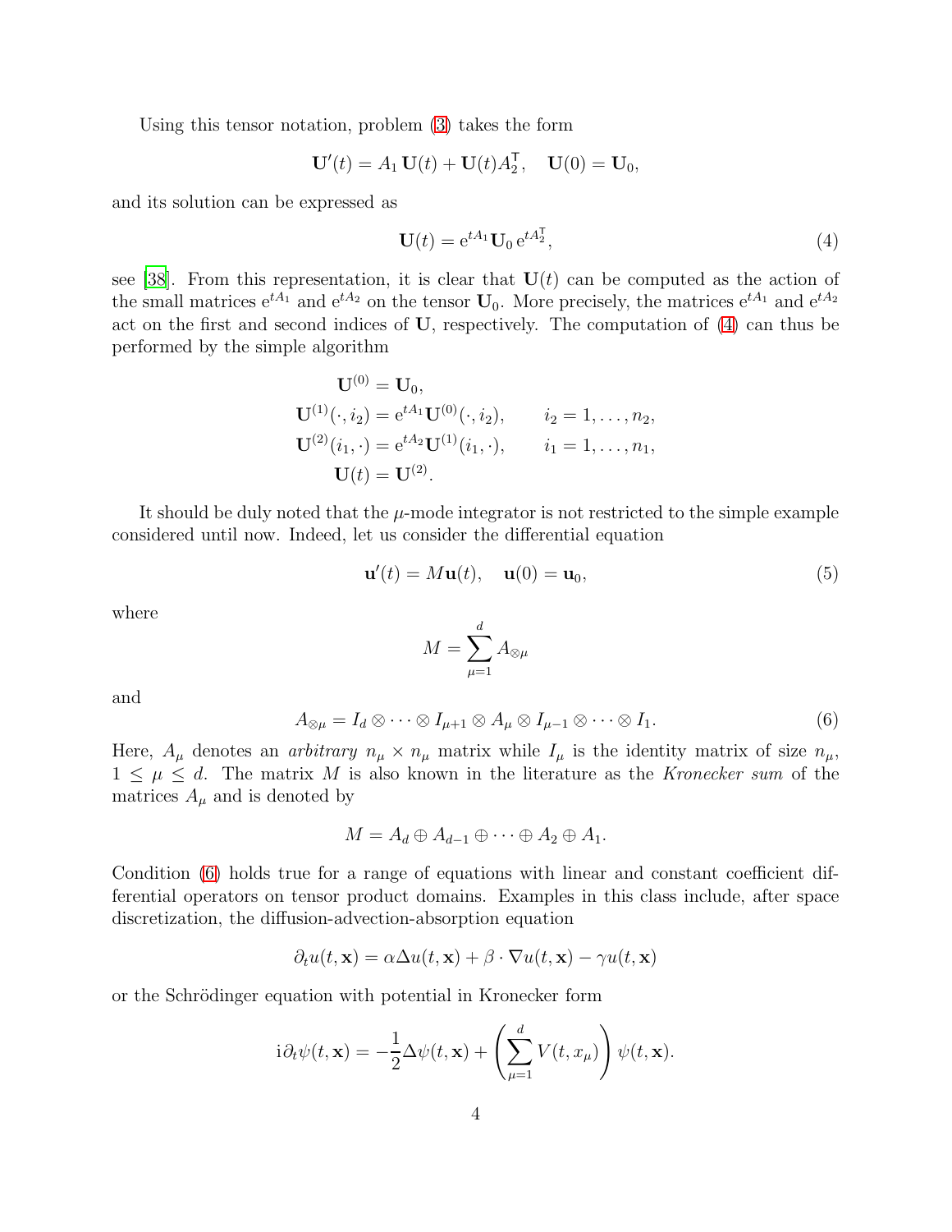Using this tensor notation, problem (3) takes the form

$$\mathbf{U}'(t) = A_1\,\mathbf{U}(t) + \mathbf{U}(t)A_2^{\mathsf{T}}, \quad \mathbf{U}(0) = \mathbf{U}_0,$$

and its solution can be expressed as

$$\mathbf{U}(t) = \mathrm{e}^{tA_1}\mathbf{U}_0\,\mathrm{e}^{tA_2^{\mathsf{T}}}, \tag{4}$$

see [38]. From this representation, it is clear that $\mathbf{U}(t)$ can be computed as the action of the small matrices $\mathrm{e}^{tA_1}$ and $\mathrm{e}^{tA_2}$ on the tensor $\mathbf{U}_0$. More precisely, the matrices $\mathrm{e}^{tA_1}$ and $\mathrm{e}^{tA_2}$ act on the first and second indices of $\mathbf{U}$, respectively. The computation of (4) can thus be performed by the simple algorithm

$$\begin{aligned}
\mathbf{U}^{(0)} &= \mathbf{U}_0,\\
\mathbf{U}^{(1)}(\cdot, i_2) &= \mathrm{e}^{tA_1}\mathbf{U}^{(0)}(\cdot, i_2), \qquad i_2 = 1, \ldots, n_2,\\
\mathbf{U}^{(2)}(i_1, \cdot) &= \mathrm{e}^{tA_2}\mathbf{U}^{(1)}(i_1, \cdot), \qquad i_1 = 1, \ldots, n_1,\\
\mathbf{U}(t) &= \mathbf{U}^{(2)}.
\end{aligned}$$

It should be duly noted that the $\mu$-mode integrator is not restricted to the simple example considered until now. Indeed, let us consider the differential equation

$$\mathbf{u}'(t) = M\mathbf{u}(t), \quad \mathbf{u}(0) = \mathbf{u}_0, \tag{5}$$

where

$$M = \sum_{\mu=1}^{d} A_{\otimes\mu}$$

and

$$A_{\otimes\mu} = I_d \otimes \cdots \otimes I_{\mu+1} \otimes A_\mu \otimes I_{\mu-1} \otimes \cdots \otimes I_1. \tag{6}$$

Here, $A_\mu$ denotes an *arbitrary* $n_\mu \times n_\mu$ matrix while $I_\mu$ is the identity matrix of size $n_\mu$, $1 \le \mu \le d$. The matrix $M$ is also known in the literature as the *Kronecker sum* of the matrices $A_\mu$ and is denoted by

$$M = A_d \oplus A_{d-1} \oplus \cdots \oplus A_2 \oplus A_1.$$

Condition (6) holds true for a range of equations with linear and constant coefficient differential operators on tensor product domains. Examples in this class include, after space discretization, the diffusion-advection-absorption equation

$$\partial_t u(t, \mathbf{x}) = \alpha\Delta u(t, \mathbf{x}) + \beta \cdot \nabla u(t, \mathbf{x}) - \gamma u(t, \mathbf{x})$$

or the Schrödinger equation with potential in Kronecker form

$$\mathrm{i}\partial_t\psi(t, \mathbf{x}) = -\frac{1}{2}\Delta\psi(t, \mathbf{x}) + \left(\sum_{\mu=1}^{d} V(t, x_\mu)\right)\psi(t, \mathbf{x}).$$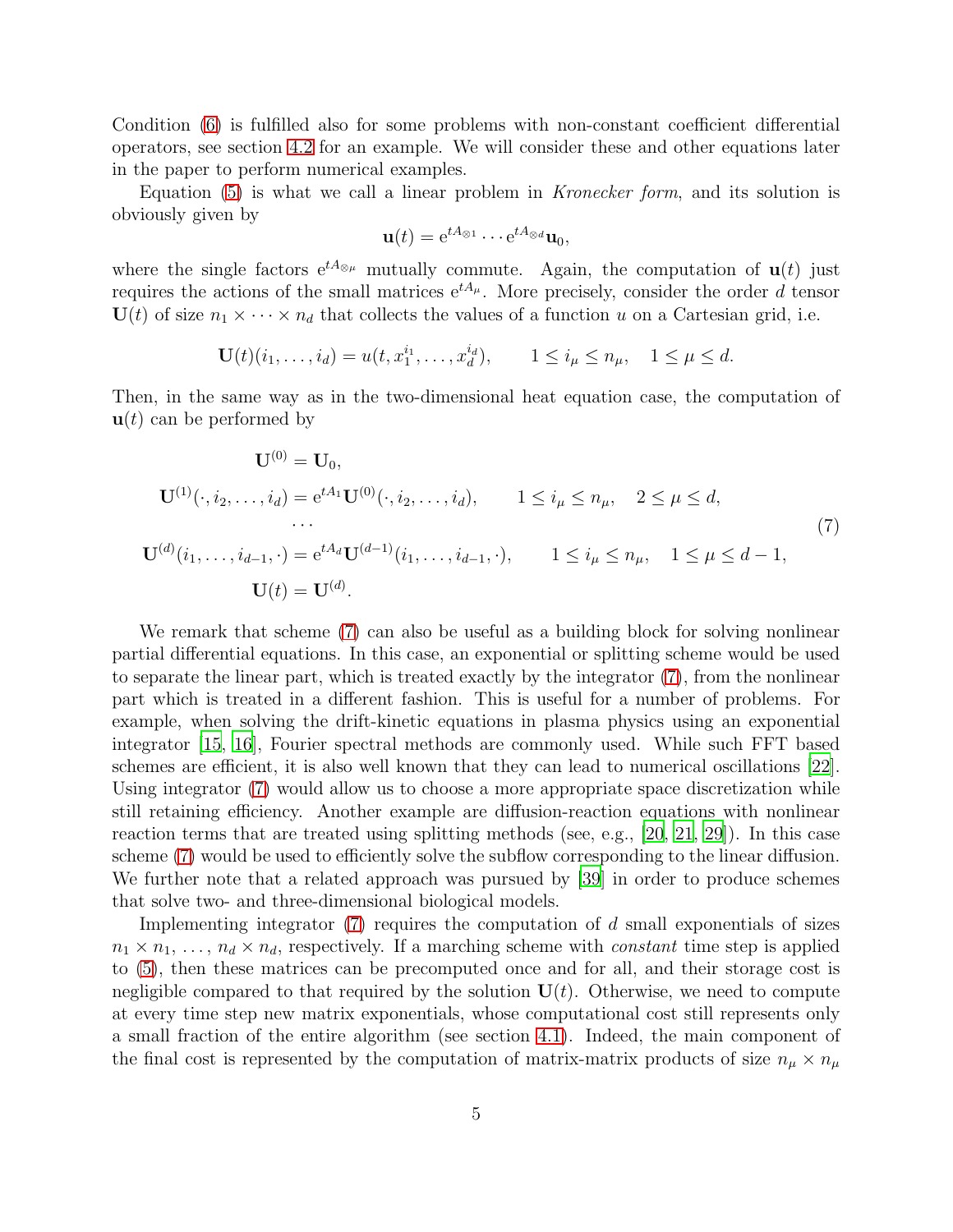Condition (6) is fulfilled also for some problems with non-constant coefficient differential operators, see section 4.2 for an example. We will consider these and other equations later in the paper to perform numerical examples.

Equation (5) is what we call a linear problem in *Kronecker form*, and its solution is obviously given by

$$\mathbf{u}(t) = \mathrm{e}^{tA_{\otimes 1}} \cdots \mathrm{e}^{tA_{\otimes d}} \mathbf{u}_0,$$

where the single factors $\mathrm{e}^{tA_{\otimes\mu}}$ mutually commute. Again, the computation of $\mathbf{u}(t)$ just requires the actions of the small matrices $\mathrm{e}^{tA_\mu}$. More precisely, consider the order $d$ tensor $\mathbf{U}(t)$ of size $n_1 \times \cdots \times n_d$ that collects the values of a function $u$ on a Cartesian grid, i.e.

$$\mathbf{U}(t)(i_1, \ldots, i_d) = u(t, x_1^{i_1}, \ldots, x_d^{i_d}), \qquad 1 \le i_\mu \le n_\mu, \quad 1 \le \mu \le d.$$

Then, in the same way as in the two-dimensional heat equation case, the computation of $\mathbf{u}(t)$ can be performed by

$$\begin{aligned}
\mathbf{U}^{(0)} &= \mathbf{U}_0, \\
\mathbf{U}^{(1)}(\cdot, i_2, \ldots, i_d) &= \mathrm{e}^{tA_1} \mathbf{U}^{(0)}(\cdot, i_2, \ldots, i_d), \qquad 1 \le i_\mu \le n_\mu, \quad 2 \le \mu \le d, \\
&\cdots \\
\mathbf{U}^{(d)}(i_1, \ldots, i_{d-1}, \cdot) &= \mathrm{e}^{tA_d} \mathbf{U}^{(d-1)}(i_1, \ldots, i_{d-1}, \cdot), \qquad 1 \le i_\mu \le n_\mu, \quad 1 \le \mu \le d-1, \\
\mathbf{U}(t) &= \mathbf{U}^{(d)}.
\end{aligned} \tag{7}$$

We remark that scheme (7) can also be useful as a building block for solving nonlinear partial differential equations. In this case, an exponential or splitting scheme would be used to separate the linear part, which is treated exactly by the integrator (7), from the nonlinear part which is treated in a different fashion. This is useful for a number of problems. For example, when solving the drift-kinetic equations in plasma physics using an exponential integrator [15, 16], Fourier spectral methods are commonly used. While such FFT based schemes are efficient, it is also well known that they can lead to numerical oscillations [22]. Using integrator (7) would allow us to choose a more appropriate space discretization while still retaining efficiency. Another example are diffusion-reaction equations with nonlinear reaction terms that are treated using splitting methods (see, e.g., [20, 21, 29]). In this case scheme (7) would be used to efficiently solve the subflow corresponding to the linear diffusion. We further note that a related approach was pursued by [39] in order to produce schemes that solve two- and three-dimensional biological models.

Implementing integrator (7) requires the computation of $d$ small exponentials of sizes $n_1 \times n_1, \ldots, n_d \times n_d$, respectively. If a marching scheme with *constant* time step is applied to (5), then these matrices can be precomputed once and for all, and their storage cost is negligible compared to that required by the solution $\mathbf{U}(t)$. Otherwise, we need to compute at every time step new matrix exponentials, whose computational cost still represents only a small fraction of the entire algorithm (see section 4.1). Indeed, the main component of the final cost is represented by the computation of matrix-matrix products of size $n_\mu \times n_\mu$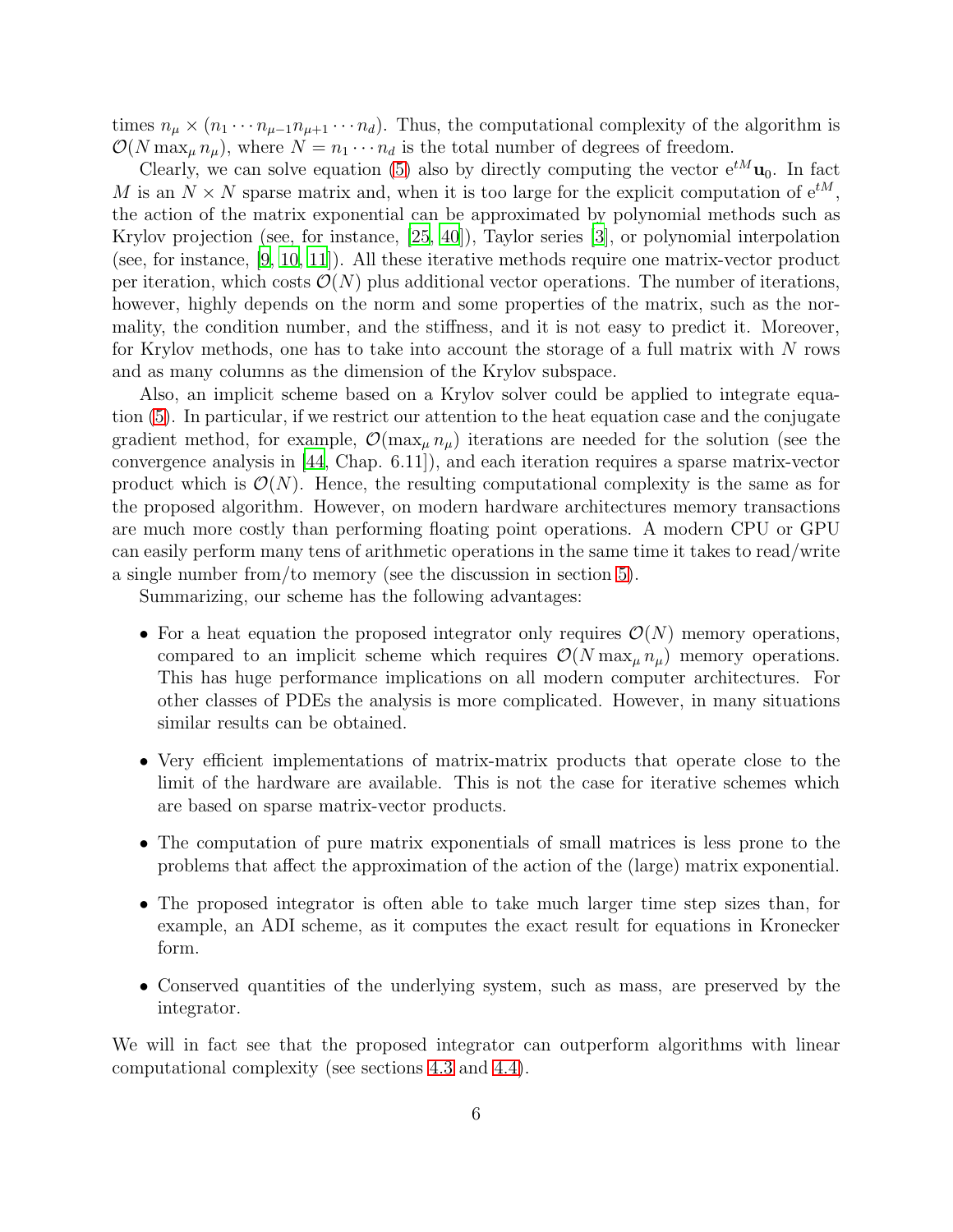times $n_\mu \times (n_1 \cdots n_{\mu-1} n_{\mu+1} \cdots n_d)$. Thus, the computational complexity of the algorithm is $\mathcal{O}(N \max_\mu n_\mu)$, where $N = n_1 \cdots n_d$ is the total number of degrees of freedom.

Clearly, we can solve equation (5) also by directly computing the vector $\mathrm{e}^{tM}\mathbf{u}_0$. In fact $M$ is an $N \times N$ sparse matrix and, when it is too large for the explicit computation of $\mathrm{e}^{tM}$, the action of the matrix exponential can be approximated by polynomial methods such as Krylov projection (see, for instance, [25, 40]), Taylor series [3], or polynomial interpolation (see, for instance, [9, 10, 11]). All these iterative methods require one matrix-vector product per iteration, which costs $\mathcal{O}(N)$ plus additional vector operations. The number of iterations, however, highly depends on the norm and some properties of the matrix, such as the normality, the condition number, and the stiffness, and it is not easy to predict it. Moreover, for Krylov methods, one has to take into account the storage of a full matrix with $N$ rows and as many columns as the dimension of the Krylov subspace.

Also, an implicit scheme based on a Krylov solver could be applied to integrate equation (5). In particular, if we restrict our attention to the heat equation case and the conjugate gradient method, for example, $\mathcal{O}(\max_\mu n_\mu)$ iterations are needed for the solution (see the convergence analysis in [44, Chap. 6.11]), and each iteration requires a sparse matrix-vector product which is $\mathcal{O}(N)$. Hence, the resulting computational complexity is the same as for the proposed algorithm. However, on modern hardware architectures memory transactions are much more costly than performing floating point operations. A modern CPU or GPU can easily perform many tens of arithmetic operations in the same time it takes to read/write a single number from/to memory (see the discussion in section 5).

Summarizing, our scheme has the following advantages:

- For a heat equation the proposed integrator only requires $\mathcal{O}(N)$ memory operations, compared to an implicit scheme which requires $\mathcal{O}(N \max_\mu n_\mu)$ memory operations. This has huge performance implications on all modern computer architectures. For other classes of PDEs the analysis is more complicated. However, in many situations similar results can be obtained.

- Very efficient implementations of matrix-matrix products that operate close to the limit of the hardware are available. This is not the case for iterative schemes which are based on sparse matrix-vector products.

- The computation of pure matrix exponentials of small matrices is less prone to the problems that affect the approximation of the action of the (large) matrix exponential.

- The proposed integrator is often able to take much larger time step sizes than, for example, an ADI scheme, as it computes the exact result for equations in Kronecker form.

- Conserved quantities of the underlying system, such as mass, are preserved by the integrator.

We will in fact see that the proposed integrator can outperform algorithms with linear computational complexity (see sections 4.3 and 4.4).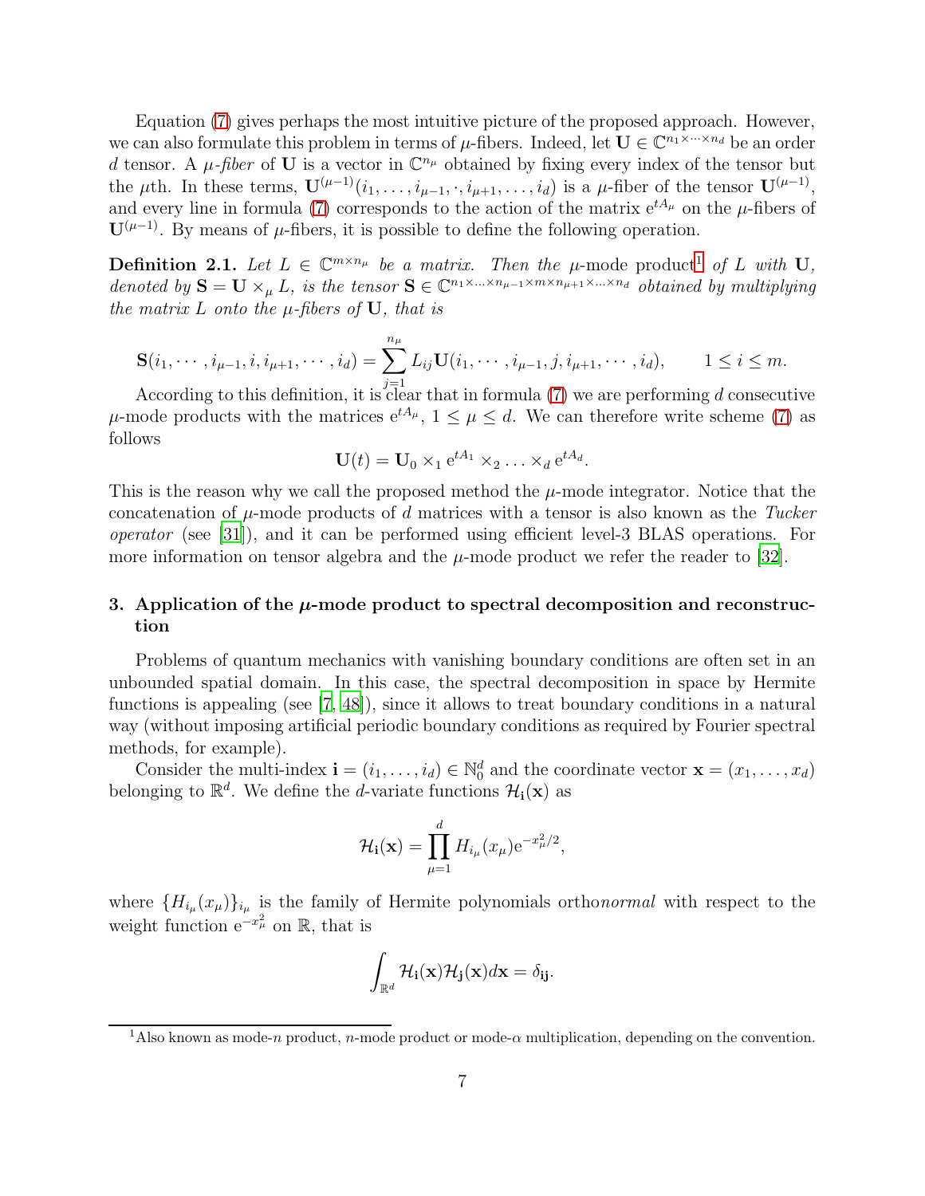Equation (7) gives perhaps the most intuitive picture of the proposed approach. However, we can also formulate this problem in terms of $\mu$-fibers. Indeed, let $\mathbf{U} \in \mathbb{C}^{n_1 \times \cdots \times n_d}$ be an order $d$ tensor. A *$\mu$-fiber* of $\mathbf{U}$ is a vector in $\mathbb{C}^{n_\mu}$ obtained by fixing every index of the tensor but the $\mu$th. In these terms, $\mathbf{U}^{(\mu-1)}(i_1, \ldots, i_{\mu-1}, \cdot, i_{\mu+1}, \ldots, i_d)$ is a $\mu$-fiber of the tensor $\mathbf{U}^{(\mu-1)}$, and every line in formula (7) corresponds to the action of the matrix $\mathrm{e}^{tA_\mu}$ on the $\mu$-fibers of $\mathbf{U}^{(\mu-1)}$. By means of $\mu$-fibers, it is possible to define the following operation.

**Definition 2.1.** *Let $L \in \mathbb{C}^{m \times n_\mu}$ be a matrix. Then the* $\mu$-mode product[1] *of $L$ with $\mathbf{U}$, denoted by $\mathbf{S} = \mathbf{U} \times_\mu L$, is the tensor $\mathbf{S} \in \mathbb{C}^{n_1 \times \ldots \times n_{\mu-1} \times m \times n_{\mu+1} \times \ldots \times n_d}$ obtained by multiplying the matrix $L$ onto the $\mu$-fibers of $\mathbf{U}$, that is*

$$\mathbf{S}(i_1, \cdots, i_{\mu-1}, i, i_{\mu+1}, \cdots, i_d) = \sum_{j=1}^{n_\mu} L_{ij} \mathbf{U}(i_1, \cdots, i_{\mu-1}, j, i_{\mu+1}, \cdots, i_d), \qquad 1 \leq i \leq m.$$

According to this definition, it is clear that in formula (7) we are performing $d$ consecutive $\mu$-mode products with the matrices $\mathrm{e}^{tA_\mu}$, $1 \leq \mu \leq d$. We can therefore write scheme (7) as follows

$$\mathbf{U}(t) = \mathbf{U}_0 \times_1 \mathrm{e}^{tA_1} \times_2 \ldots \times_d \mathrm{e}^{tA_d}.$$

This is the reason why we call the proposed method the $\mu$-mode integrator. Notice that the concatenation of $\mu$-mode products of $d$ matrices with a tensor is also known as the *Tucker operator* (see [31]), and it can be performed using efficient level-3 BLAS operations. For more information on tensor algebra and the $\mu$-mode product we refer the reader to [32].

## 3. Application of the $\mu$-mode product to spectral decomposition and reconstruction

Problems of quantum mechanics with vanishing boundary conditions are often set in an unbounded spatial domain. In this case, the spectral decomposition in space by Hermite functions is appealing (see [7, 48]), since it allows to treat boundary conditions in a natural way (without imposing artificial periodic boundary conditions as required by Fourier spectral methods, for example).

Consider the multi-index $\mathbf{i} = (i_1, \ldots, i_d) \in \mathbb{N}_0^d$ and the coordinate vector $\mathbf{x} = (x_1, \ldots, x_d)$ belonging to $\mathbb{R}^d$. We define the $d$-variate functions $\mathcal{H}_\mathbf{i}(\mathbf{x})$ as

$$\mathcal{H}_\mathbf{i}(\mathbf{x}) = \prod_{\mu=1}^{d} H_{i_\mu}(x_\mu) \mathrm{e}^{-x_\mu^2/2},$$

where $\{H_{i_\mu}(x_\mu)\}_{i_\mu}$ is the family of Hermite polynomials ortho*normal* with respect to the weight function $\mathrm{e}^{-x_\mu^2}$ on $\mathbb{R}$, that is

$$\int_{\mathbb{R}^d} \mathcal{H}_\mathbf{i}(\mathbf{x}) \mathcal{H}_\mathbf{j}(\mathbf{x}) d\mathbf{x} = \delta_{\mathbf{ij}}.$$

[1] Also known as mode-$n$ product, $n$-mode product or mode-$\alpha$ multiplication, depending on the convention.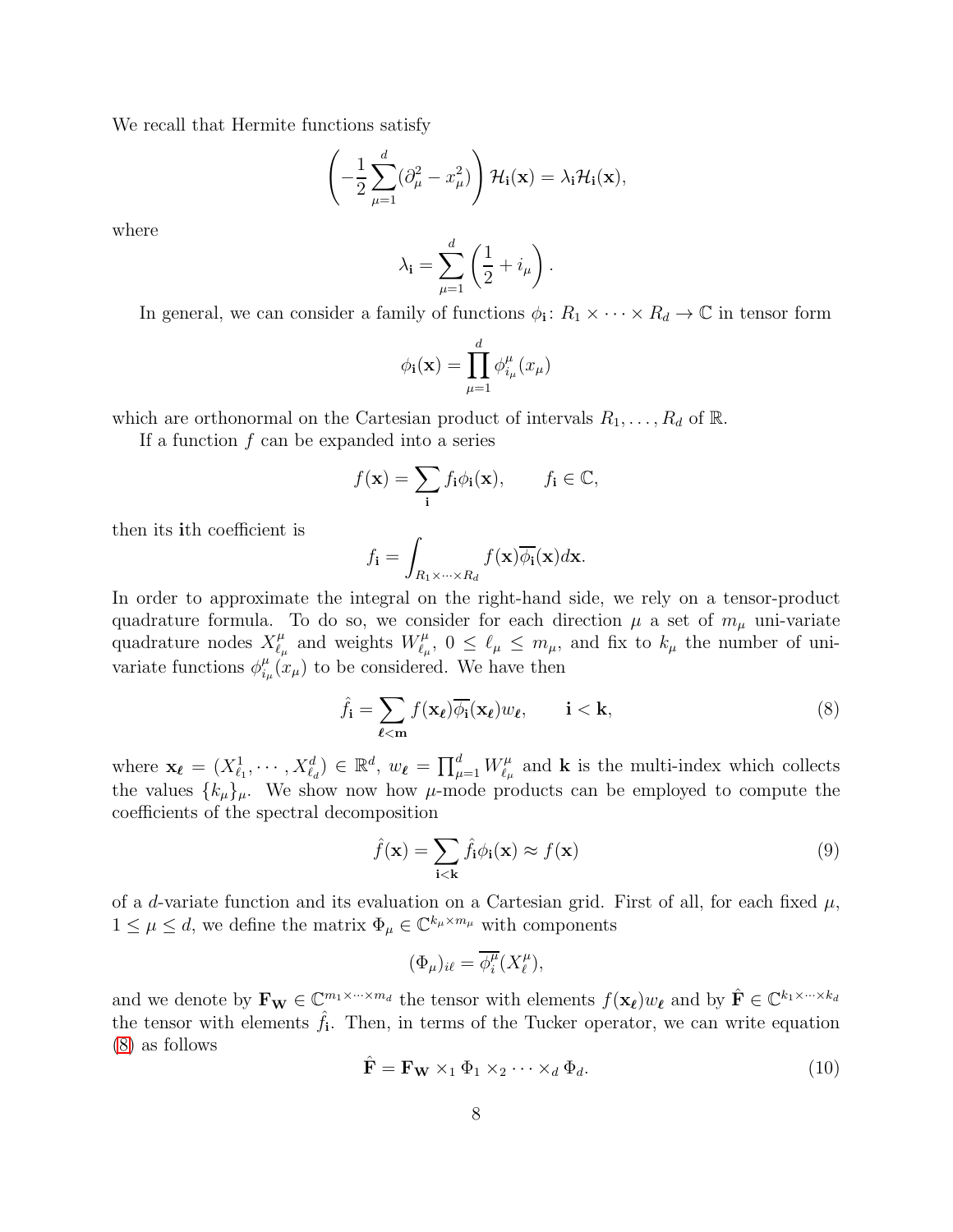We recall that Hermite functions satisfy

$$\left(-\frac{1}{2}\sum_{\mu=1}^{d}(\partial_\mu^2 - x_\mu^2)\right)\mathcal{H}_{\mathbf{i}}(\mathbf{x}) = \lambda_{\mathbf{i}}\mathcal{H}_{\mathbf{i}}(\mathbf{x}),$$

where

$$\lambda_{\mathbf{i}} = \sum_{\mu=1}^{d}\left(\frac{1}{2} + i_\mu\right).$$

In general, we can consider a family of functions $\phi_{\mathbf{i}} \colon R_1 \times \cdots \times R_d \to \mathbb{C}$ in tensor form

$$\phi_{\mathbf{i}}(\mathbf{x}) = \prod_{\mu=1}^{d}\phi_{i_\mu}^{\mu}(x_\mu)$$

which are orthonormal on the Cartesian product of intervals $R_1, \ldots, R_d$ of $\mathbb{R}$.

If a function $f$ can be expanded into a series

$$f(\mathbf{x}) = \sum_{\mathbf{i}} f_{\mathbf{i}}\phi_{\mathbf{i}}(\mathbf{x}), \qquad f_{\mathbf{i}} \in \mathbb{C},$$

then its $\mathbf{i}$th coefficient is

$$f_{\mathbf{i}} = \int_{R_1\times\cdots\times R_d} f(\mathbf{x})\overline{\phi_{\mathbf{i}}}(\mathbf{x})d\mathbf{x}.$$

In order to approximate the integral on the right-hand side, we rely on a tensor-product quadrature formula. To do so, we consider for each direction $\mu$ a set of $m_\mu$ uni-variate quadrature nodes $X_{\ell_\mu}^{\mu}$ and weights $W_{\ell_\mu}^{\mu}$, $0 \le \ell_\mu \le m_\mu$, and fix to $k_\mu$ the number of uni-variate functions $\phi_{i_\mu}^{\mu}(x_\mu)$ to be considered. We have then

$$\hat{f}_{\mathbf{i}} = \sum_{\boldsymbol{\ell}<\mathbf{m}} f(\mathbf{x}_{\boldsymbol{\ell}})\overline{\phi_{\mathbf{i}}}(\mathbf{x}_{\boldsymbol{\ell}})w_{\boldsymbol{\ell}}, \qquad \mathbf{i} < \mathbf{k}, \tag{8}$$

where $\mathbf{x}_{\boldsymbol{\ell}} = (X_{\ell_1}^{1}, \cdots, X_{\ell_d}^{d}) \in \mathbb{R}^d$, $w_{\boldsymbol{\ell}} = \prod_{\mu=1}^{d} W_{\ell_\mu}^{\mu}$ and $\mathbf{k}$ is the multi-index which collects the values $\{k_\mu\}_\mu$. We show now how $\mu$-mode products can be employed to compute the coefficients of the spectral decomposition

$$\hat{f}(\mathbf{x}) = \sum_{\mathbf{i}<\mathbf{k}} \hat{f}_{\mathbf{i}}\phi_{\mathbf{i}}(\mathbf{x}) \approx f(\mathbf{x}) \tag{9}$$

of a $d$-variate function and its evaluation on a Cartesian grid. First of all, for each fixed $\mu$, $1 \le \mu \le d$, we define the matrix $\Phi_\mu \in \mathbb{C}^{k_\mu \times m_\mu}$ with components

$$(\Phi_\mu)_{i\ell} = \overline{\phi_i^{\mu}}(X_\ell^{\mu}),$$

and we denote by $\mathbf{F_W} \in \mathbb{C}^{m_1\times\cdots\times m_d}$ the tensor with elements $f(\mathbf{x}_{\boldsymbol{\ell}})w_{\boldsymbol{\ell}}$ and by $\hat{\mathbf{F}} \in \mathbb{C}^{k_1\times\cdots\times k_d}$ the tensor with elements $\hat{f}_{\mathbf{i}}$. Then, in terms of the Tucker operator, we can write equation (8) as follows

$$\hat{\mathbf{F}} = \mathbf{F_W} \times_1 \Phi_1 \times_2 \cdots \times_d \Phi_d. \tag{10}$$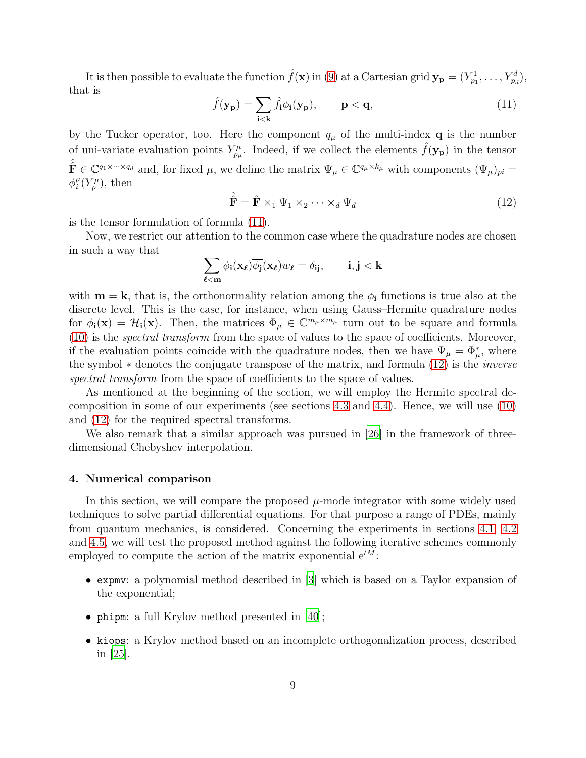It is then possible to evaluate the function $\hat{f}(\mathbf{x})$ in (9) at a Cartesian grid $\mathbf{y_p} = (Y^1_{p_1}, \ldots, Y^d_{p_d})$, that is

$$\hat{f}(\mathbf{y_p}) = \sum_{\mathbf{i}<\mathbf{k}} \hat{f}_{\mathbf{i}} \phi_{\mathbf{i}}(\mathbf{y_p}), \qquad \mathbf{p} < \mathbf{q}, \tag{11}$$

by the Tucker operator, too. Here the component $q_\mu$ of the multi-index $\mathbf{q}$ is the number of uni-variate evaluation points $Y^\mu_{p_\mu}$. Indeed, if we collect the elements $\hat{f}(\mathbf{y_p})$ in the tensor $\hat{\hat{\mathbf{F}}} \in \mathbb{C}^{q_1 \times \cdots \times q_d}$ and, for fixed $\mu$, we define the matrix $\Psi_\mu \in \mathbb{C}^{q_\mu \times k_\mu}$ with components $(\Psi_\mu)_{pi} = \phi^\mu_i(Y^\mu_p)$, then

$$\hat{\hat{\mathbf{F}}} = \hat{\mathbf{F}} \times_1 \Psi_1 \times_2 \cdots \times_d \Psi_d \tag{12}$$

is the tensor formulation of formula (11).

Now, we restrict our attention to the common case where the quadrature nodes are chosen in such a way that

$$\sum_{\boldsymbol{\ell}<\mathbf{m}} \phi_{\mathbf{i}}(\mathbf{x}_{\boldsymbol{\ell}}) \overline{\phi_{\mathbf{j}}}(\mathbf{x}_{\boldsymbol{\ell}}) w_{\boldsymbol{\ell}} = \delta_{\mathbf{ij}}, \qquad \mathbf{i}, \mathbf{j} < \mathbf{k}$$

with $\mathbf{m} = \mathbf{k}$, that is, the orthonormality relation among the $\phi_{\mathbf{i}}$ functions is true also at the discrete level. This is the case, for instance, when using Gauss–Hermite quadrature nodes for $\phi_{\mathbf{i}}(\mathbf{x}) = \mathcal{H}_{\mathbf{i}}(\mathbf{x})$. Then, the matrices $\Phi_\mu \in \mathbb{C}^{m_\mu \times m_\mu}$ turn out to be square and formula (10) is the *spectral transform* from the space of values to the space of coefficients. Moreover, if the evaluation points coincide with the quadrature nodes, then we have $\Psi_\mu = \Phi^*_\mu$, where the symbol $*$ denotes the conjugate transpose of the matrix, and formula (12) is the *inverse spectral transform* from the space of coefficients to the space of values.

As mentioned at the beginning of the section, we will employ the Hermite spectral decomposition in some of our experiments (see sections 4.3 and 4.4). Hence, we will use (10) and (12) for the required spectral transforms.

We also remark that a similar approach was pursued in [26] in the framework of three-dimensional Chebyshev interpolation.

## 4. Numerical comparison

In this section, we will compare the proposed $\mu$-mode integrator with some widely used techniques to solve partial differential equations. For that purpose a range of PDEs, mainly from quantum mechanics, is considered. Concerning the experiments in sections 4.1, 4.2 and 4.5, we will test the proposed method against the following iterative schemes commonly employed to compute the action of the matrix exponential $\mathrm{e}^{tM}$:

- `expmv`: a polynomial method described in [3] which is based on a Taylor expansion of the exponential;
- `phipm`: a full Krylov method presented in [40];
- `kiops`: a Krylov method based on an incomplete orthogonalization process, described in [25].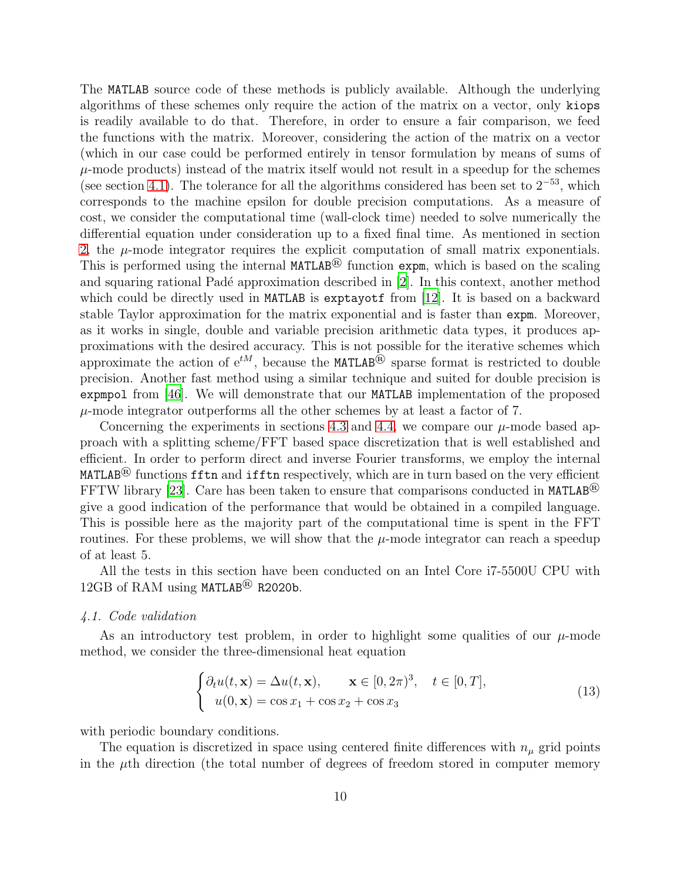The MATLAB source code of these methods is publicly available. Although the underlying algorithms of these schemes only require the action of the matrix on a vector, only kiops is readily available to do that. Therefore, in order to ensure a fair comparison, we feed the functions with the matrix. Moreover, considering the action of the matrix on a vector (which in our case could be performed entirely in tensor formulation by means of sums of $\mu$-mode products) instead of the matrix itself would not result in a speedup for the schemes (see section 4.1). The tolerance for all the algorithms considered has been set to $2^{-53}$, which corresponds to the machine epsilon for double precision computations. As a measure of cost, we consider the computational time (wall-clock time) needed to solve numerically the differential equation under consideration up to a fixed final time. As mentioned in section 2, the $\mu$-mode integrator requires the explicit computation of small matrix exponentials. This is performed using the internal MATLAB® function expm, which is based on the scaling and squaring rational Padé approximation described in [2]. In this context, another method which could be directly used in MATLAB is exptayotf from [12]. It is based on a backward stable Taylor approximation for the matrix exponential and is faster than expm. Moreover, as it works in single, double and variable precision arithmetic data types, it produces approximations with the desired accuracy. This is not possible for the iterative schemes which approximate the action of $e^{tM}$, because the MATLAB® sparse format is restricted to double precision. Another fast method using a similar technique and suited for double precision is expmpol from [46]. We will demonstrate that our MATLAB implementation of the proposed $\mu$-mode integrator outperforms all the other schemes by at least a factor of 7.

Concerning the experiments in sections 4.3 and 4.4, we compare our $\mu$-mode based approach with a splitting scheme/FFT based space discretization that is well established and efficient. In order to perform direct and inverse Fourier transforms, we employ the internal MATLAB® functions fftn and ifftn respectively, which are in turn based on the very efficient FFTW library [23]. Care has been taken to ensure that comparisons conducted in MATLAB® give a good indication of the performance that would be obtained in a compiled language. This is possible here as the majority part of the computational time is spent in the FFT routines. For these problems, we will show that the $\mu$-mode integrator can reach a speedup of at least 5.

All the tests in this section have been conducted on an Intel Core i7-5500U CPU with 12GB of RAM using MATLAB® R2020b.

### 4.1. Code validation

As an introductory test problem, in order to highlight some qualities of our $\mu$-mode method, we consider the three-dimensional heat equation

$$
\begin{cases}
\partial_t u(t,\mathbf{x}) = \Delta u(t,\mathbf{x}), & \mathbf{x} \in [0,2\pi)^3, \quad t \in [0,T], \\
u(0,\mathbf{x}) = \cos x_1 + \cos x_2 + \cos x_3
\end{cases}
\tag{13}
$$

with periodic boundary conditions.

The equation is discretized in space using centered finite differences with $n_\mu$ grid points in the $\mu$th direction (the total number of degrees of freedom stored in computer memory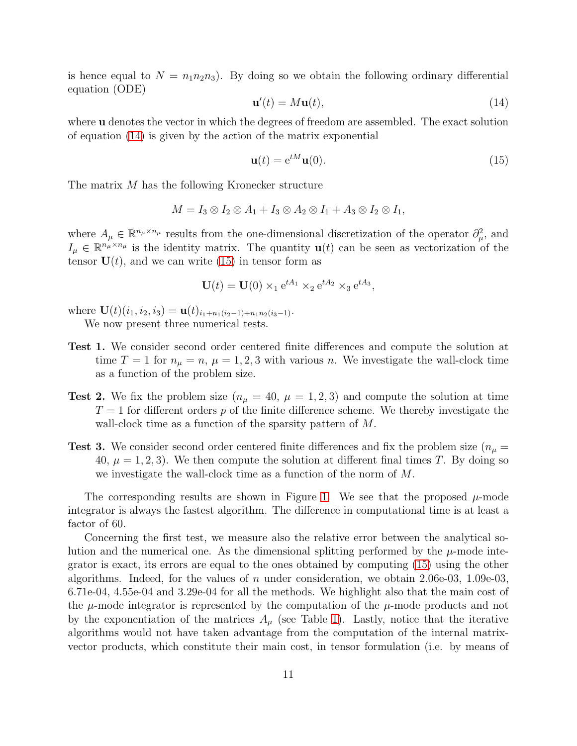is hence equal to $N = n_1 n_2 n_3$). By doing so we obtain the following ordinary differential equation (ODE)

$$\mathbf{u}'(t) = M\mathbf{u}(t), \tag{14}$$

where $\mathbf{u}$ denotes the vector in which the degrees of freedom are assembled. The exact solution of equation (14) is given by the action of the matrix exponential

$$\mathbf{u}(t) = \mathrm{e}^{tM}\mathbf{u}(0). \tag{15}$$

The matrix $M$ has the following Kronecker structure

$$M = I_3 \otimes I_2 \otimes A_1 + I_3 \otimes A_2 \otimes I_1 + A_3 \otimes I_2 \otimes I_1,$$

where $A_\mu \in \mathbb{R}^{n_\mu \times n_\mu}$ results from the one-dimensional discretization of the operator $\partial_\mu^2$, and $I_\mu \in \mathbb{R}^{n_\mu \times n_\mu}$ is the identity matrix. The quantity $\mathbf{u}(t)$ can be seen as vectorization of the tensor $\mathbf{U}(t)$, and we can write (15) in tensor form as

$$\mathbf{U}(t) = \mathbf{U}(0) \times_1 \mathrm{e}^{tA_1} \times_2 \mathrm{e}^{tA_2} \times_3 \mathrm{e}^{tA_3},$$

where $\mathbf{U}(t)(i_1, i_2, i_3) = \mathbf{u}(t)_{i_1 + n_1(i_2-1) + n_1 n_2 (i_3 - 1)}$.

We now present three numerical tests.

**Test 1.** We consider second order centered finite differences and compute the solution at time $T = 1$ for $n_\mu = n$, $\mu = 1, 2, 3$ with various $n$. We investigate the wall-clock time as a function of the problem size.

**Test 2.** We fix the problem size ($n_\mu = 40$, $\mu = 1, 2, 3$) and compute the solution at time $T = 1$ for different orders $p$ of the finite difference scheme. We thereby investigate the wall-clock time as a function of the sparsity pattern of $M$.

**Test 3.** We consider second order centered finite differences and fix the problem size ($n_\mu = 40$, $\mu = 1, 2, 3$). We then compute the solution at different final times $T$. By doing so we investigate the wall-clock time as a function of the norm of $M$.

The corresponding results are shown in Figure 1. We see that the proposed $\mu$-mode integrator is always the fastest algorithm. The difference in computational time is at least a factor of 60.

Concerning the first test, we measure also the relative error between the analytical solution and the numerical one. As the dimensional splitting performed by the $\mu$-mode integrator is exact, its errors are equal to the ones obtained by computing (15) using the other algorithms. Indeed, for the values of $n$ under consideration, we obtain 2.06e-03, 1.09e-03, 6.71e-04, 4.55e-04 and 3.29e-04 for all the methods. We highlight also that the main cost of the $\mu$-mode integrator is represented by the computation of the $\mu$-mode products and not by the exponentiation of the matrices $A_\mu$ (see Table 1). Lastly, notice that the iterative algorithms would not have taken advantage from the computation of the internal matrix-vector products, which constitute their main cost, in tensor formulation (i.e. by means of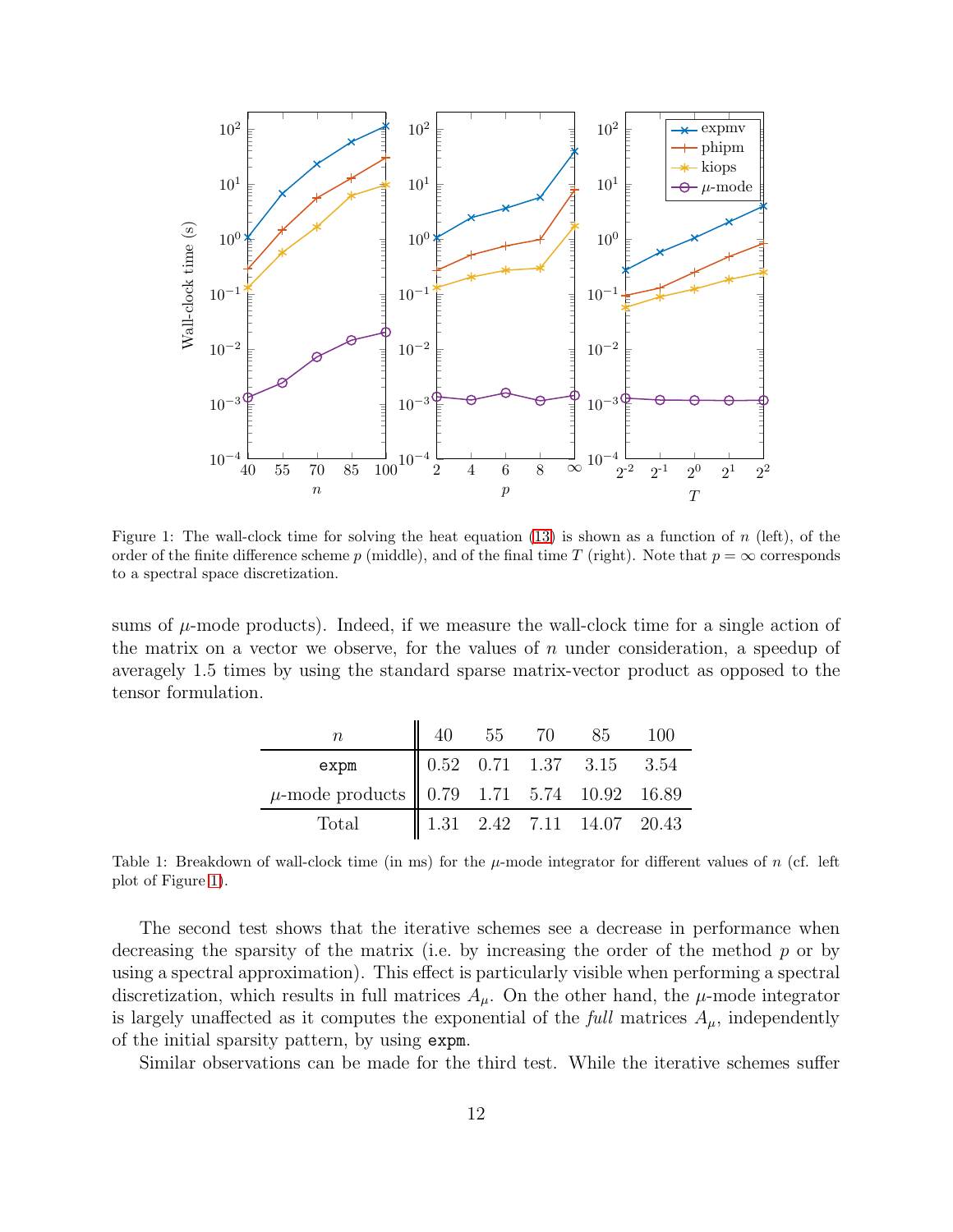Figure 1: The wall-clock time for solving the heat equation (13) is shown as a function of $n$ (left), of the order of the finite difference scheme $p$ (middle), and of the final time $T$ (right). Note that $p = \infty$ corresponds to a spectral space discretization.

sums of $\mu$-mode products). Indeed, if we measure the wall-clock time for a single action of the matrix on a vector we observe, for the values of $n$ under consideration, a speedup of averagely 1.5 times by using the standard sparse matrix-vector product as opposed to the tensor formulation.

| $n$ | 40 | 55 | 70 | 85 | 100 |
|---|---|---|---|---|---|
| `expm` | 0.52 | 0.71 | 1.37 | 3.15 | 3.54 |
| $\mu$-mode products | 0.79 | 1.71 | 5.74 | 10.92 | 16.89 |
| Total | 1.31 | 2.42 | 7.11 | 14.07 | 20.43 |

Table 1: Breakdown of wall-clock time (in ms) for the $\mu$-mode integrator for different values of $n$ (cf. left plot of Figure 1).

The second test shows that the iterative schemes see a decrease in performance when decreasing the sparsity of the matrix (i.e. by increasing the order of the method $p$ or by using a spectral approximation). This effect is particularly visible when performing a spectral discretization, which results in full matrices $A_\mu$. On the other hand, the $\mu$-mode integrator is largely unaffected as it computes the exponential of the *full* matrices $A_\mu$, independently of the initial sparsity pattern, by using `expm`.

Similar observations can be made for the third test. While the iterative schemes suffer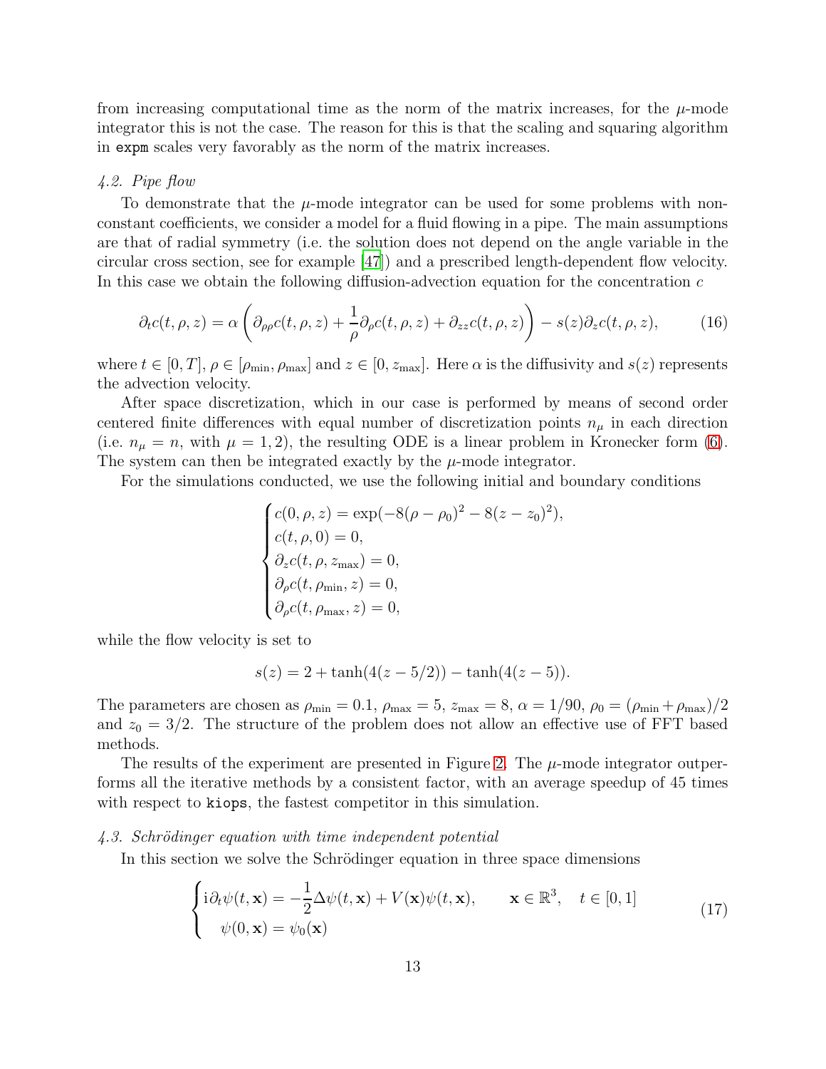from increasing computational time as the norm of the matrix increases, for the $\mu$-mode integrator this is not the case. The reason for this is that the scaling and squaring algorithm in `expm` scales very favorably as the norm of the matrix increases.

### *4.2. Pipe flow*

To demonstrate that the $\mu$-mode integrator can be used for some problems with non-constant coefficients, we consider a model for a fluid flowing in a pipe. The main assumptions are that of radial symmetry (i.e. the solution does not depend on the angle variable in the circular cross section, see for example [47]) and a prescribed length-dependent flow velocity. In this case we obtain the following diffusion-advection equation for the concentration $c$

$$\partial_t c(t,\rho,z) = \alpha\left(\partial_{\rho\rho}c(t,\rho,z) + \frac{1}{\rho}\partial_\rho c(t,\rho,z) + \partial_{zz}c(t,\rho,z)\right) - s(z)\partial_z c(t,\rho,z), \tag{16}$$

where $t \in [0,T]$, $\rho \in [\rho_{\min},\rho_{\max}]$ and $z \in [0,z_{\max}]$. Here $\alpha$ is the diffusivity and $s(z)$ represents the advection velocity.

After space discretization, which in our case is performed by means of second order centered finite differences with equal number of discretization points $n_\mu$ in each direction (i.e. $n_\mu = n$, with $\mu = 1,2$), the resulting ODE is a linear problem in Kronecker form (6). The system can then be integrated exactly by the $\mu$-mode integrator.

For the simulations conducted, we use the following initial and boundary conditions

$$\begin{cases} c(0,\rho,z) = \exp(-8(\rho-\rho_0)^2 - 8(z-z_0)^2), \\ c(t,\rho,0) = 0, \\ \partial_z c(t,\rho,z_{\max}) = 0, \\ \partial_\rho c(t,\rho_{\min},z) = 0, \\ \partial_\rho c(t,\rho_{\max},z) = 0, \end{cases}$$

while the flow velocity is set to

$$s(z) = 2 + \tanh(4(z-5/2)) - \tanh(4(z-5)).$$

The parameters are chosen as $\rho_{\min} = 0.1$, $\rho_{\max} = 5$, $z_{\max} = 8$, $\alpha = 1/90$, $\rho_0 = (\rho_{\min}+\rho_{\max})/2$ and $z_0 = 3/2$. The structure of the problem does not allow an effective use of FFT based methods.

The results of the experiment are presented in Figure 2. The $\mu$-mode integrator outperforms all the iterative methods by a consistent factor, with an average speedup of 45 times with respect to `kiops`, the fastest competitor in this simulation.

### *4.3. Schrödinger equation with time independent potential*

In this section we solve the Schrödinger equation in three space dimensions

$$\begin{cases} \mathrm{i}\partial_t\psi(t,\mathbf{x}) = -\dfrac{1}{2}\Delta\psi(t,\mathbf{x}) + V(\mathbf{x})\psi(t,\mathbf{x}), \qquad \mathbf{x}\in\mathbb{R}^3, \quad t\in[0,1] \\ \quad \psi(0,\mathbf{x}) = \psi_0(\mathbf{x}) \end{cases} \tag{17}$$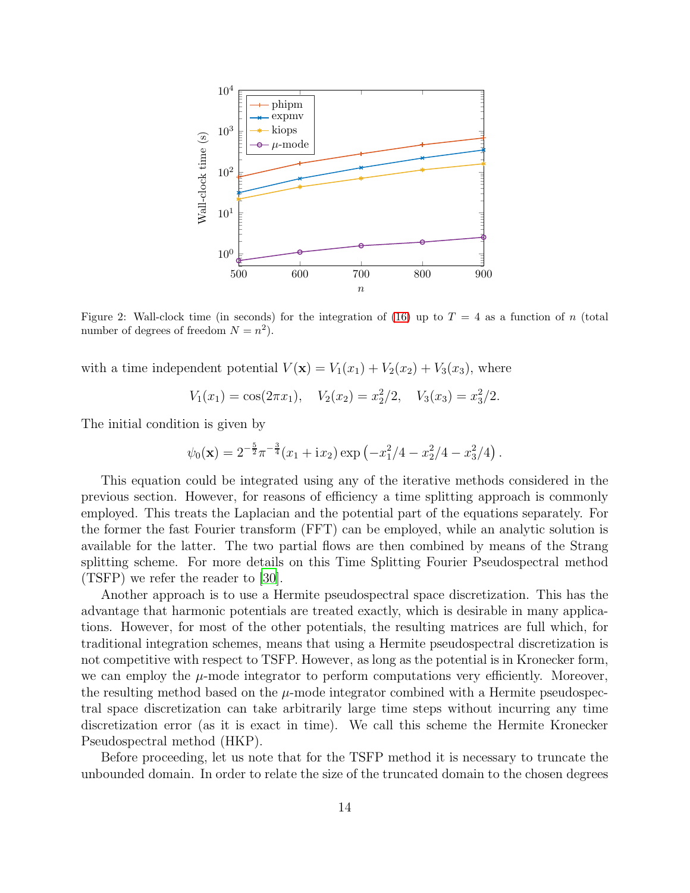Figure 2: Wall-clock time (in seconds) for the integration of (16) up to $T = 4$ as a function of $n$ (total number of degrees of freedom $N = n^2$).

with a time independent potential $V(\mathbf{x}) = V_1(x_1) + V_2(x_2) + V_3(x_3)$, where

$$V_1(x_1) = \cos(2\pi x_1), \quad V_2(x_2) = x_2^2/2, \quad V_3(x_3) = x_3^2/2.$$

The initial condition is given by

$$\psi_0(\mathbf{x}) = 2^{-\frac{5}{2}}\pi^{-\frac{3}{4}}(x_1 + \mathrm{i}x_2)\exp\left(-x_1^2/4 - x_2^2/4 - x_3^2/4\right).$$

This equation could be integrated using any of the iterative methods considered in the previous section. However, for reasons of efficiency a time splitting approach is commonly employed. This treats the Laplacian and the potential part of the equations separately. For the former the fast Fourier transform (FFT) can be employed, while an analytic solution is available for the latter. The two partial flows are then combined by means of the Strang splitting scheme. For more details on this Time Splitting Fourier Pseudospectral method (TSFP) we refer the reader to [30].

Another approach is to use a Hermite pseudospectral space discretization. This has the advantage that harmonic potentials are treated exactly, which is desirable in many applications. However, for most of the other potentials, the resulting matrices are full which, for traditional integration schemes, means that using a Hermite pseudospectral discretization is not competitive with respect to TSFP. However, as long as the potential is in Kronecker form, we can employ the $\mu$-mode integrator to perform computations very efficiently. Moreover, the resulting method based on the $\mu$-mode integrator combined with a Hermite pseudospectral space discretization can take arbitrarily large time steps without incurring any time discretization error (as it is exact in time). We call this scheme the Hermite Kronecker Pseudospectral method (HKP).

Before proceeding, let us note that for the TSFP method it is necessary to truncate the unbounded domain. In order to relate the size of the truncated domain to the chosen degrees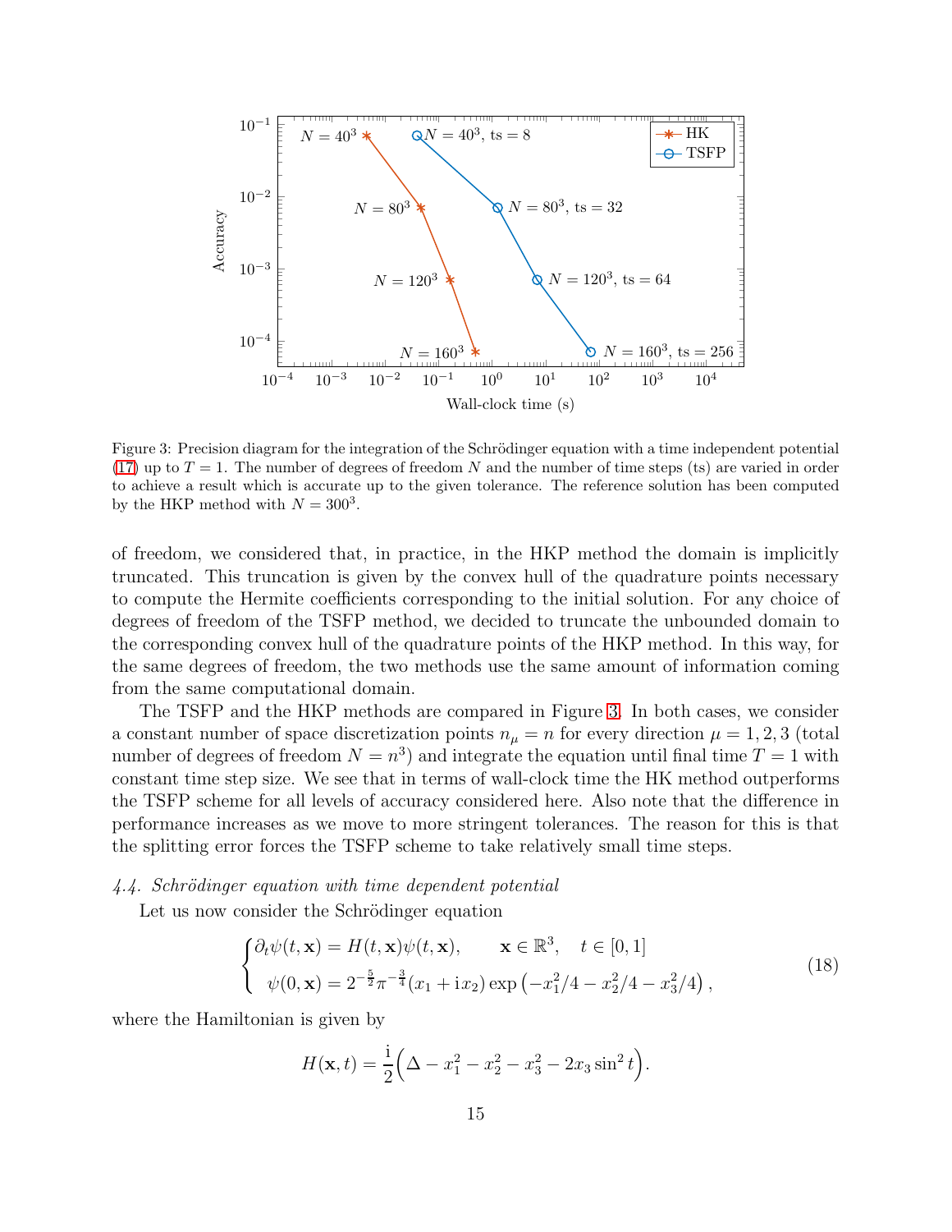Figure 3: Precision diagram for the integration of the Schrödinger equation with a time independent potential (17) up to $T = 1$. The number of degrees of freedom $N$ and the number of time steps (ts) are varied in order to achieve a result which is accurate up to the given tolerance. The reference solution has been computed by the HKP method with $N = 300^3$.

of freedom, we considered that, in practice, in the HKP method the domain is implicitly truncated. This truncation is given by the convex hull of the quadrature points necessary to compute the Hermite coefficients corresponding to the initial solution. For any choice of degrees of freedom of the TSFP method, we decided to truncate the unbounded domain to the corresponding convex hull of the quadrature points of the HKP method. In this way, for the same degrees of freedom, the two methods use the same amount of information coming from the same computational domain.

The TSFP and the HKP methods are compared in Figure 3. In both cases, we consider a constant number of space discretization points $n_\mu = n$ for every direction $\mu = 1, 2, 3$ (total number of degrees of freedom $N = n^3$) and integrate the equation until final time $T = 1$ with constant time step size. We see that in terms of wall-clock time the HK method outperforms the TSFP scheme for all levels of accuracy considered here. Also note that the difference in performance increases as we move to more stringent tolerances. The reason for this is that the splitting error forces the TSFP scheme to take relatively small time steps.

### 4.4. Schrödinger equation with time dependent potential

Let us now consider the Schrödinger equation

$$
\begin{cases}
\partial_t \psi(t, \mathbf{x}) = H(t, \mathbf{x})\psi(t, \mathbf{x}), & \mathbf{x} \in \mathbb{R}^3, \quad t \in [0, 1] \\
\psi(0, \mathbf{x}) = 2^{-\frac{5}{2}} \pi^{-\frac{3}{4}} (x_1 + \mathrm{i} x_2) \exp\left(-x_1^2/4 - x_2^2/4 - x_3^2/4\right),
\end{cases}
\tag{18}
$$

where the Hamiltonian is given by

$$
H(\mathbf{x}, t) = \frac{\mathrm{i}}{2}\Big(\Delta - x_1^2 - x_2^2 - x_3^2 - 2x_3 \sin^2 t\Big).
$$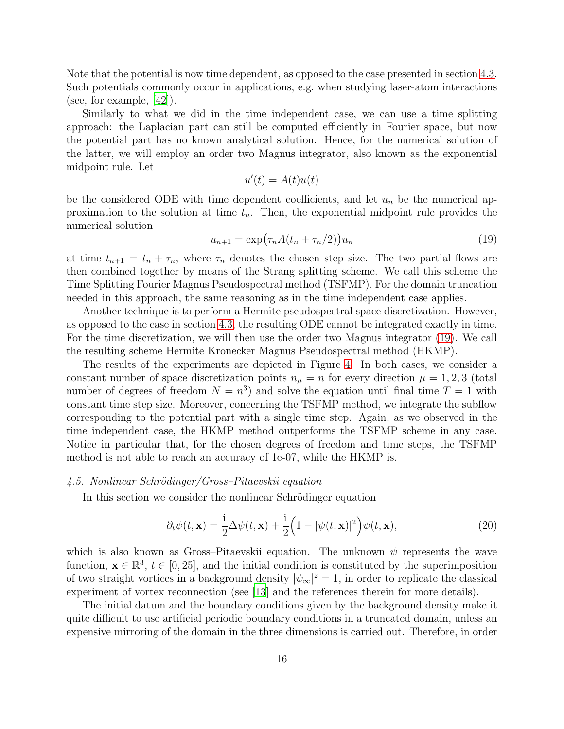Note that the potential is now time dependent, as opposed to the case presented in section 4.3. Such potentials commonly occur in applications, e.g. when studying laser-atom interactions (see, for example, [42]).

Similarly to what we did in the time independent case, we can use a time splitting approach: the Laplacian part can still be computed efficiently in Fourier space, but now the potential part has no known analytical solution. Hence, for the numerical solution of the latter, we will employ an order two Magnus integrator, also known as the exponential midpoint rule. Let

$$u'(t) = A(t)u(t)$$

be the considered ODE with time dependent coefficients, and let $u_n$ be the numerical approximation to the solution at time $t_n$. Then, the exponential midpoint rule provides the numerical solution

$$u_{n+1} = \exp\bigl(\tau_n A(t_n + \tau_n/2)\bigr)u_n \tag{19}$$

at time $t_{n+1} = t_n + \tau_n$, where $\tau_n$ denotes the chosen step size. The two partial flows are then combined together by means of the Strang splitting scheme. We call this scheme the Time Splitting Fourier Magnus Pseudospectral method (TSFMP). For the domain truncation needed in this approach, the same reasoning as in the time independent case applies.

Another technique is to perform a Hermite pseudospectral space discretization. However, as opposed to the case in section 4.3, the resulting ODE cannot be integrated exactly in time. For the time discretization, we will then use the order two Magnus integrator (19). We call the resulting scheme Hermite Kronecker Magnus Pseudospectral method (HKMP).

The results of the experiments are depicted in Figure 4. In both cases, we consider a constant number of space discretization points $n_\mu = n$ for every direction $\mu = 1, 2, 3$ (total number of degrees of freedom $N = n^3$) and solve the equation until final time $T = 1$ with constant time step size. Moreover, concerning the TSFMP method, we integrate the subflow corresponding to the potential part with a single time step. Again, as we observed in the time independent case, the HKMP method outperforms the TSFMP scheme in any case. Notice in particular that, for the chosen degrees of freedom and time steps, the TSFMP method is not able to reach an accuracy of 1e-07, while the HKMP is.

### *4.5. Nonlinear Schrödinger/Gross–Pitaevskii equation*

In this section we consider the nonlinear Schrödinger equation

$$\partial_t \psi(t, \mathbf{x}) = \frac{\mathrm{i}}{2}\Delta\psi(t, \mathbf{x}) + \frac{\mathrm{i}}{2}\Bigl(1 - |\psi(t, \mathbf{x})|^2\Bigr)\psi(t, \mathbf{x}), \tag{20}$$

which is also known as Gross–Pitaevskii equation. The unknown $\psi$ represents the wave function, $\mathbf{x} \in \mathbb{R}^3$, $t \in [0, 25]$, and the initial condition is constituted by the superimposition of two straight vortices in a background density $|\psi_\infty|^2 = 1$, in order to replicate the classical experiment of vortex reconnection (see [13] and the references therein for more details).

The initial datum and the boundary conditions given by the background density make it quite difficult to use artificial periodic boundary conditions in a truncated domain, unless an expensive mirroring of the domain in the three dimensions is carried out. Therefore, in order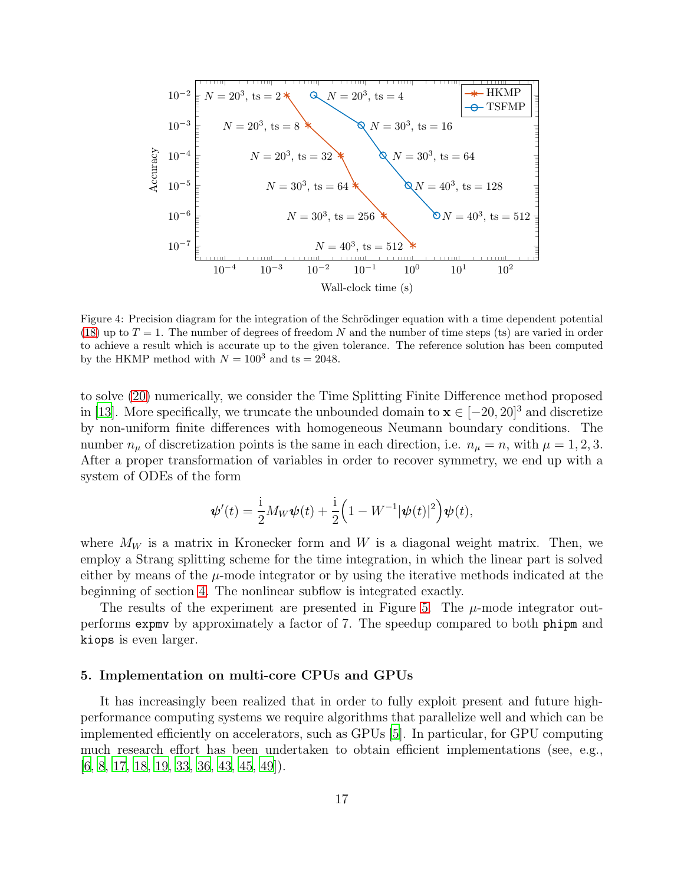Figure 4: Precision diagram for the integration of the Schrödinger equation with a time dependent potential (18) up to $T = 1$. The number of degrees of freedom $N$ and the number of time steps (ts) are varied in order to achieve a result which is accurate up to the given tolerance. The reference solution has been computed by the HKMP method with $N = 100^3$ and ts $= 2048$.

to solve (20) numerically, we consider the Time Splitting Finite Difference method proposed in [13]. More specifically, we truncate the unbounded domain to $\mathbf{x} \in [-20, 20]^3$ and discretize by non-uniform finite differences with homogeneous Neumann boundary conditions. The number $n_\mu$ of discretization points is the same in each direction, i.e. $n_\mu = n$, with $\mu = 1, 2, 3$. After a proper transformation of variables in order to recover symmetry, we end up with a system of ODEs of the form

$$\boldsymbol{\psi}'(t) = \frac{\mathrm{i}}{2} M_W \boldsymbol{\psi}(t) + \frac{\mathrm{i}}{2}\Big(1 - W^{-1}|\boldsymbol{\psi}(t)|^2\Big)\boldsymbol{\psi}(t),$$

where $M_W$ is a matrix in Kronecker form and $W$ is a diagonal weight matrix. Then, we employ a Strang splitting scheme for the time integration, in which the linear part is solved either by means of the $\mu$-mode integrator or by using the iterative methods indicated at the beginning of section 4. The nonlinear subflow is integrated exactly.

The results of the experiment are presented in Figure 5. The $\mu$-mode integrator outperforms `expmv` by approximately a factor of 7. The speedup compared to both `phipm` and `kiops` is even larger.

## 5. Implementation on multi-core CPUs and GPUs

It has increasingly been realized that in order to fully exploit present and future high-performance computing systems we require algorithms that parallelize well and which can be implemented efficiently on accelerators, such as GPUs [5]. In particular, for GPU computing much research effort has been undertaken to obtain efficient implementations (see, e.g., [6, 8, 17, 18, 19, 33, 36, 43, 45, 49]).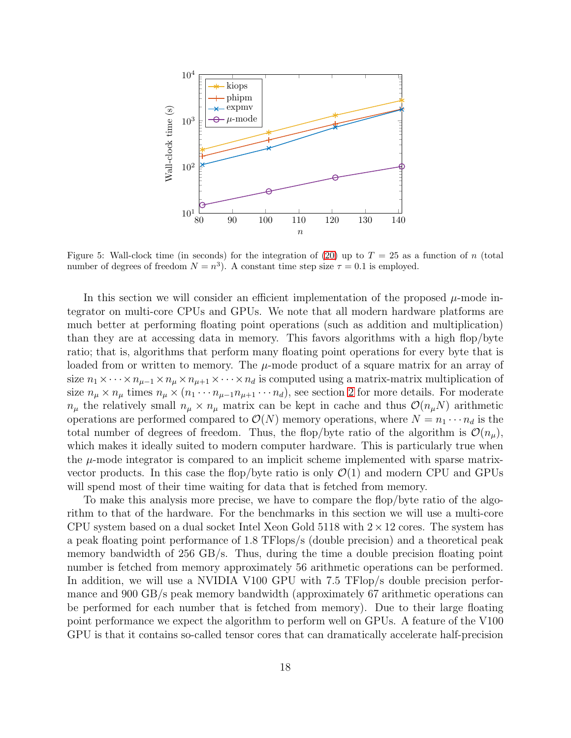Figure 5: Wall-clock time (in seconds) for the integration of (20) up to $T = 25$ as a function of $n$ (total number of degrees of freedom $N = n^3$). A constant time step size $\tau = 0.1$ is employed.

In this section we will consider an efficient implementation of the proposed $\mu$-mode integrator on multi-core CPUs and GPUs. We note that all modern hardware platforms are much better at performing floating point operations (such as addition and multiplication) than they are at accessing data in memory. This favors algorithms with a high flop/byte ratio; that is, algorithms that perform many floating point operations for every byte that is loaded from or written to memory. The $\mu$-mode product of a square matrix for an array of size $n_1 \times \cdots \times n_{\mu-1} \times n_\mu \times n_{\mu+1} \times \cdots \times n_d$ is computed using a matrix-matrix multiplication of size $n_\mu \times n_\mu$ times $n_\mu \times (n_1 \cdots n_{\mu-1} n_{\mu+1} \cdots n_d)$, see section 2 for more details. For moderate $n_\mu$ the relatively small $n_\mu \times n_\mu$ matrix can be kept in cache and thus $\mathcal{O}(n_\mu N)$ arithmetic operations are performed compared to $\mathcal{O}(N)$ memory operations, where $N = n_1 \cdots n_d$ is the total number of degrees of freedom. Thus, the flop/byte ratio of the algorithm is $\mathcal{O}(n_\mu)$, which makes it ideally suited to modern computer hardware. This is particularly true when the $\mu$-mode integrator is compared to an implicit scheme implemented with sparse matrix-vector products. In this case the flop/byte ratio is only $\mathcal{O}(1)$ and modern CPU and GPUs will spend most of their time waiting for data that is fetched from memory.

To make this analysis more precise, we have to compare the flop/byte ratio of the algorithm to that of the hardware. For the benchmarks in this section we will use a multi-core CPU system based on a dual socket Intel Xeon Gold 5118 with $2 \times 12$ cores. The system has a peak floating point performance of 1.8 TFlops/s (double precision) and a theoretical peak memory bandwidth of 256 GB/s. Thus, during the time a double precision floating point number is fetched from memory approximately 56 arithmetic operations can be performed. In addition, we will use a NVIDIA V100 GPU with 7.5 TFlop/s double precision performance and 900 GB/s peak memory bandwidth (approximately 67 arithmetic operations can be performed for each number that is fetched from memory). Due to their large floating point performance we expect the algorithm to perform well on GPUs. A feature of the V100 GPU is that it contains so-called tensor cores that can dramatically accelerate half-precision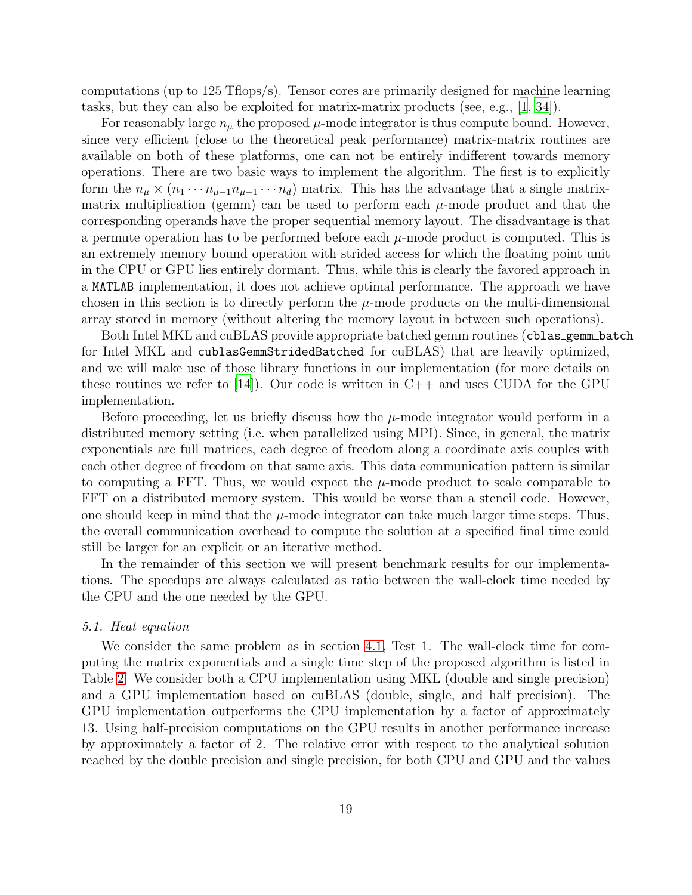computations (up to 125 Tflops/s). Tensor cores are primarily designed for machine learning tasks, but they can also be exploited for matrix-matrix products (see, e.g., [1, 34]).

For reasonably large $n_\mu$ the proposed $\mu$-mode integrator is thus compute bound. However, since very efficient (close to the theoretical peak performance) matrix-matrix routines are available on both of these platforms, one can not be entirely indifferent towards memory operations. There are two basic ways to implement the algorithm. The first is to explicitly form the $n_\mu \times (n_1 \cdots n_{\mu-1} n_{\mu+1} \cdots n_d)$ matrix. This has the advantage that a single matrix-matrix multiplication (gemm) can be used to perform each $\mu$-mode product and that the corresponding operands have the proper sequential memory layout. The disadvantage is that a permute operation has to be performed before each $\mu$-mode product is computed. This is an extremely memory bound operation with strided access for which the floating point unit in the CPU or GPU lies entirely dormant. Thus, while this is clearly the favored approach in a `MATLAB` implementation, it does not achieve optimal performance. The approach we have chosen in this section is to directly perform the $\mu$-mode products on the multi-dimensional array stored in memory (without altering the memory layout in between such operations).

Both Intel MKL and cuBLAS provide appropriate batched gemm routines (`cblas_gemm_batch` for Intel MKL and `cublasGemmStridedBatched` for cuBLAS) that are heavily optimized, and we will make use of those library functions in our implementation (for more details on these routines we refer to [14]). Our code is written in C++ and uses CUDA for the GPU implementation.

Before proceeding, let us briefly discuss how the $\mu$-mode integrator would perform in a distributed memory setting (i.e. when parallelized using MPI). Since, in general, the matrix exponentials are full matrices, each degree of freedom along a coordinate axis couples with each other degree of freedom on that same axis. This data communication pattern is similar to computing a FFT. Thus, we would expect the $\mu$-mode product to scale comparable to FFT on a distributed memory system. This would be worse than a stencil code. However, one should keep in mind that the $\mu$-mode integrator can take much larger time steps. Thus, the overall communication overhead to compute the solution at a specified final time could still be larger for an explicit or an iterative method.

In the remainder of this section we will present benchmark results for our implementations. The speedups are always calculated as ratio between the wall-clock time needed by the CPU and the one needed by the GPU.

### *5.1. Heat equation*

We consider the same problem as in section 4.1, Test 1. The wall-clock time for computing the matrix exponentials and a single time step of the proposed algorithm is listed in Table 2. We consider both a CPU implementation using MKL (double and single precision) and a GPU implementation based on cuBLAS (double, single, and half precision). The GPU implementation outperforms the CPU implementation by a factor of approximately 13. Using half-precision computations on the GPU results in another performance increase by approximately a factor of 2. The relative error with respect to the analytical solution reached by the double precision and single precision, for both CPU and GPU and the values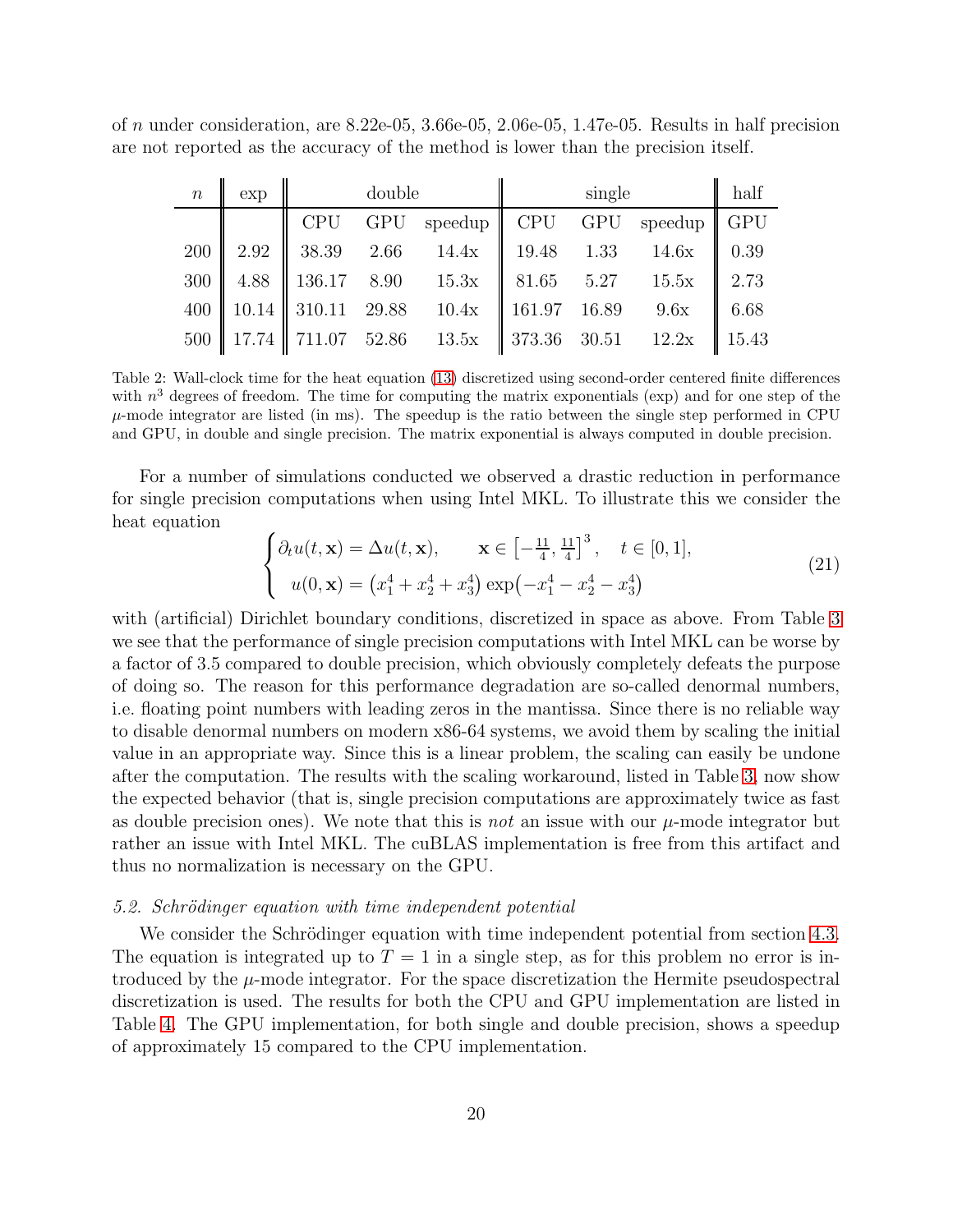of $n$ under consideration, are 8.22e-05, 3.66e-05, 2.06e-05, 1.47e-05. Results in half precision are not reported as the accuracy of the method is lower than the precision itself.

| $n$ | exp | double | | | single | | | half |
|---|---|---|---|---|---|---|---|---|
| | | CPU | GPU | speedup | CPU | GPU | speedup | GPU |
| 200 | 2.92 | 38.39 | 2.66 | 14.4x | 19.48 | 1.33 | 14.6x | 0.39 |
| 300 | 4.88 | 136.17 | 8.90 | 15.3x | 81.65 | 5.27 | 15.5x | 2.73 |
| 400 | 10.14 | 310.11 | 29.88 | 10.4x | 161.97 | 16.89 | 9.6x | 6.68 |
| 500 | 17.74 | 711.07 | 52.86 | 13.5x | 373.36 | 30.51 | 12.2x | 15.43 |

Table 2: Wall-clock time for the heat equation (13) discretized using second-order centered finite differences with $n^3$ degrees of freedom. The time for computing the matrix exponentials (exp) and for one step of the $\mu$-mode integrator are listed (in ms). The speedup is the ratio between the single step performed in CPU and GPU, in double and single precision. The matrix exponential is always computed in double precision.

For a number of simulations conducted we observed a drastic reduction in performance for single precision computations when using Intel MKL. To illustrate this we consider the heat equation

$$
\begin{cases}
\partial_t u(t,\mathbf{x}) = \Delta u(t,\mathbf{x}), & \mathbf{x} \in \left[-\frac{11}{4}, \frac{11}{4}\right]^3, \quad t \in [0,1], \\
u(0,\mathbf{x}) = \left(x_1^4 + x_2^4 + x_3^4\right)\exp\left(-x_1^4 - x_2^4 - x_3^4\right) &
\end{cases}
\tag{21}
$$

with (artificial) Dirichlet boundary conditions, discretized in space as above. From Table 3 we see that the performance of single precision computations with Intel MKL can be worse by a factor of 3.5 compared to double precision, which obviously completely defeats the purpose of doing so. The reason for this performance degradation are so-called denormal numbers, i.e. floating point numbers with leading zeros in the mantissa. Since there is no reliable way to disable denormal numbers on modern x86-64 systems, we avoid them by scaling the initial value in an appropriate way. Since this is a linear problem, the scaling can easily be undone after the computation. The results with the scaling workaround, listed in Table 3, now show the expected behavior (that is, single precision computations are approximately twice as fast as double precision ones). We note that this is *not* an issue with our $\mu$-mode integrator but rather an issue with Intel MKL. The cuBLAS implementation is free from this artifact and thus no normalization is necessary on the GPU.

*5.2. Schrödinger equation with time independent potential*

We consider the Schrödinger equation with time independent potential from section 4.3. The equation is integrated up to $T = 1$ in a single step, as for this problem no error is introduced by the $\mu$-mode integrator. For the space discretization the Hermite pseudospectral discretization is used. The results for both the CPU and GPU implementation are listed in Table 4. The GPU implementation, for both single and double precision, shows a speedup of approximately 15 compared to the CPU implementation.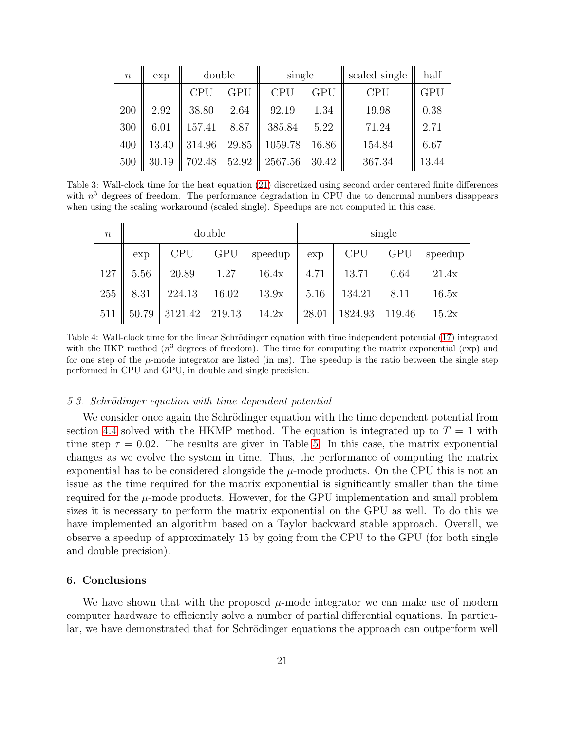| $n$ | exp | double | | single | | scaled single | half |
|---|---|---|---|---|---|---|---|
| | | CPU | GPU | CPU | GPU | CPU | GPU |
| 200 | 2.92 | 38.80 | 2.64 | 92.19 | 1.34 | 19.98 | 0.38 |
| 300 | 6.01 | 157.41 | 8.87 | 385.84 | 5.22 | 71.24 | 2.71 |
| 400 | 13.40 | 314.96 | 29.85 | 1059.78 | 16.86 | 154.84 | 6.67 |
| 500 | 30.19 | 702.48 | 52.92 | 2567.56 | 30.42 | 367.34 | 13.44 |

Table 3: Wall-clock time for the heat equation (21) discretized using second order centered finite differences with $n^3$ degrees of freedom. The performance degradation in CPU due to denormal numbers disappears when using the scaling workaround (scaled single). Speedups are not computed in this case.

| $n$ | double | | | | single | | | |
|---|---|---|---|---|---|---|---|---|
| | exp | CPU | GPU | speedup | exp | CPU | GPU | speedup |
| 127 | 5.56 | 20.89 | 1.27 | 16.4x | 4.71 | 13.71 | 0.64 | 21.4x |
| 255 | 8.31 | 224.13 | 16.02 | 13.9x | 5.16 | 134.21 | 8.11 | 16.5x |
| 511 | 50.79 | 3121.42 | 219.13 | 14.2x | 28.01 | 1824.93 | 119.46 | 15.2x |

Table 4: Wall-clock time for the linear Schrödinger equation with time independent potential (17) integrated with the HKP method ($n^3$ degrees of freedom). The time for computing the matrix exponential (exp) and for one step of the $\mu$-mode integrator are listed (in ms). The speedup is the ratio between the single step performed in CPU and GPU, in double and single precision.

### 5.3. Schrödinger equation with time dependent potential

We consider once again the Schrödinger equation with the time dependent potential from section 4.4 solved with the HKMP method. The equation is integrated up to $T = 1$ with time step $\tau = 0.02$. The results are given in Table 5. In this case, the matrix exponential changes as we evolve the system in time. Thus, the performance of computing the matrix exponential has to be considered alongside the $\mu$-mode products. On the CPU this is not an issue as the time required for the matrix exponential is significantly smaller than the time required for the $\mu$-mode products. However, for the GPU implementation and small problem sizes it is necessary to perform the matrix exponential on the GPU as well. To do this we have implemented an algorithm based on a Taylor backward stable approach. Overall, we observe a speedup of approximately 15 by going from the CPU to the GPU (for both single and double precision).

## 6. Conclusions

We have shown that with the proposed $\mu$-mode integrator we can make use of modern computer hardware to efficiently solve a number of partial differential equations. In particular, we have demonstrated that for Schrödinger equations the approach can outperform well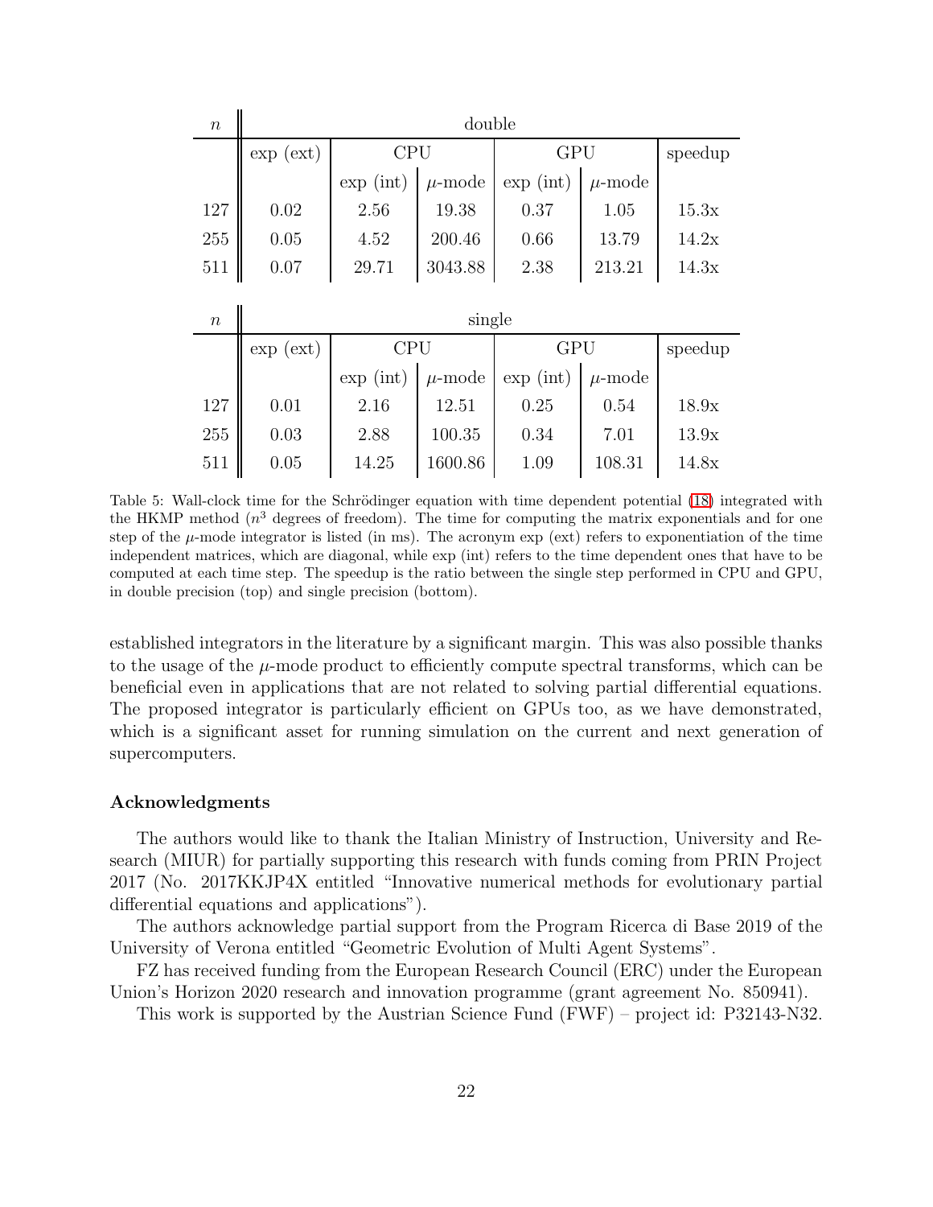| $n$ | double | | | | | |
|---|---|---|---|---|---|---|
| | exp (ext) | CPU | | GPU | | speedup |
| | | exp (int) | $\mu$-mode | exp (int) | $\mu$-mode | |
| 127 | 0.02 | 2.56 | 19.38 | 0.37 | 1.05 | 15.3x |
| 255 | 0.05 | 4.52 | 200.46 | 0.66 | 13.79 | 14.2x |
| 511 | 0.07 | 29.71 | 3043.88 | 2.38 | 213.21 | 14.3x |

| $n$ | single | | | | | |
|---|---|---|---|---|---|---|
| | exp (ext) | CPU | | GPU | | speedup |
| | | exp (int) | $\mu$-mode | exp (int) | $\mu$-mode | |
| 127 | 0.01 | 2.16 | 12.51 | 0.25 | 0.54 | 18.9x |
| 255 | 0.03 | 2.88 | 100.35 | 0.34 | 7.01 | 13.9x |
| 511 | 0.05 | 14.25 | 1600.86 | 1.09 | 108.31 | 14.8x |

Table 5: Wall-clock time for the Schrödinger equation with time dependent potential (18) integrated with the HKMP method ($n^3$ degrees of freedom). The time for computing the matrix exponentials and for one step of the $\mu$-mode integrator is listed (in ms). The acronym exp (ext) refers to exponentiation of the time independent matrices, which are diagonal, while exp (int) refers to the time dependent ones that have to be computed at each time step. The speedup is the ratio between the single step performed in CPU and GPU, in double precision (top) and single precision (bottom).

established integrators in the literature by a significant margin. This was also possible thanks to the usage of the $\mu$-mode product to efficiently compute spectral transforms, which can be beneficial even in applications that are not related to solving partial differential equations. The proposed integrator is particularly efficient on GPUs too, as we have demonstrated, which is a significant asset for running simulation on the current and next generation of supercomputers.

### Acknowledgments

The authors would like to thank the Italian Ministry of Instruction, University and Research (MIUR) for partially supporting this research with funds coming from PRIN Project 2017 (No. 2017KKJP4X entitled "Innovative numerical methods for evolutionary partial differential equations and applications").

The authors acknowledge partial support from the Program Ricerca di Base 2019 of the University of Verona entitled "Geometric Evolution of Multi Agent Systems".

FZ has received funding from the European Research Council (ERC) under the European Union's Horizon 2020 research and innovation programme (grant agreement No. 850941).

This work is supported by the Austrian Science Fund (FWF) – project id: P32143-N32.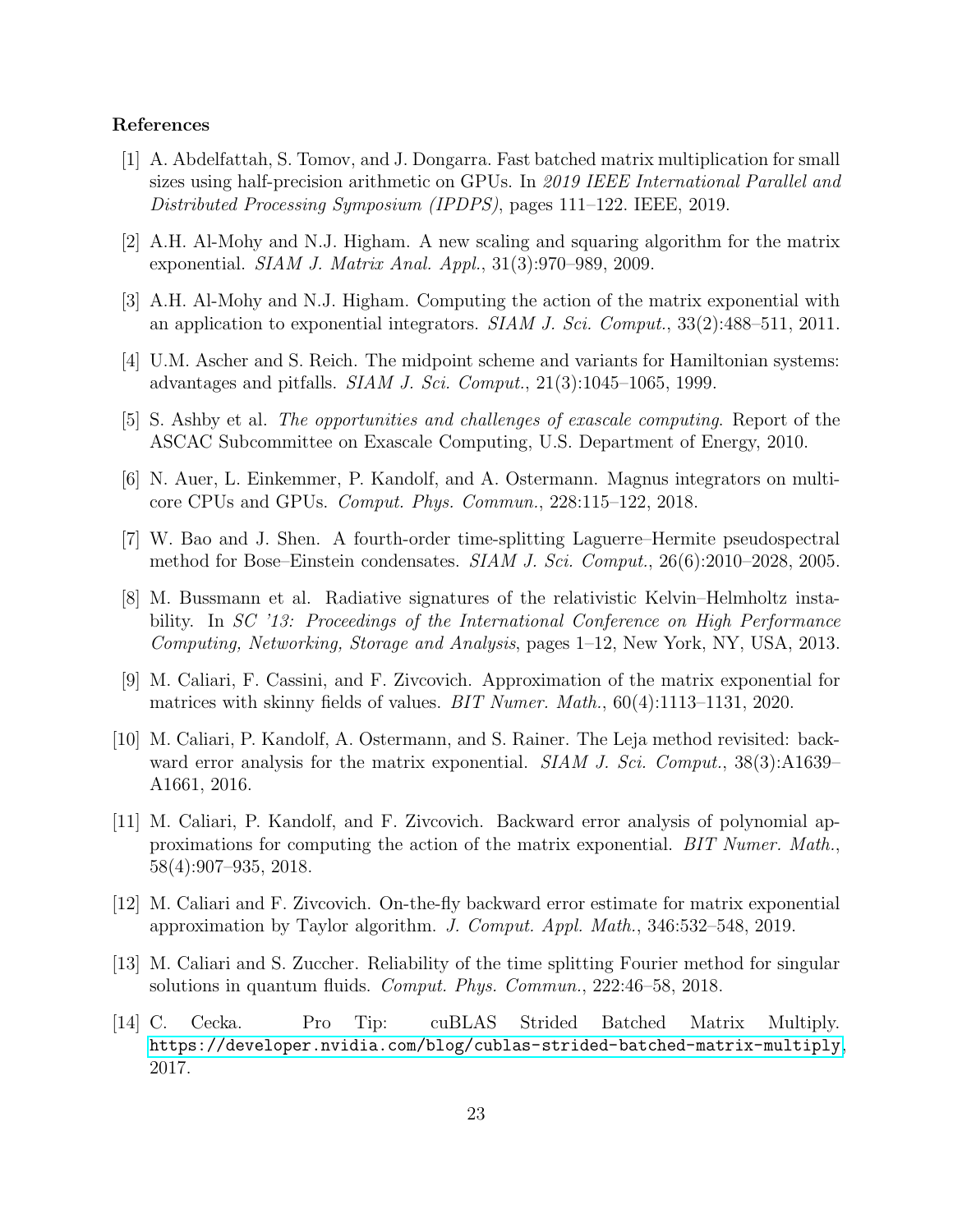### References

[1] A. Abdelfattah, S. Tomov, and J. Dongarra. Fast batched matrix multiplication for small sizes using half-precision arithmetic on GPUs. In *2019 IEEE International Parallel and Distributed Processing Symposium (IPDPS)*, pages 111–122. IEEE, 2019.

[2] A.H. Al-Mohy and N.J. Higham. A new scaling and squaring algorithm for the matrix exponential. *SIAM J. Matrix Anal. Appl.*, 31(3):970–989, 2009.

[3] A.H. Al-Mohy and N.J. Higham. Computing the action of the matrix exponential with an application to exponential integrators. *SIAM J. Sci. Comput.*, 33(2):488–511, 2011.

[4] U.M. Ascher and S. Reich. The midpoint scheme and variants for Hamiltonian systems: advantages and pitfalls. *SIAM J. Sci. Comput.*, 21(3):1045–1065, 1999.

[5] S. Ashby et al. *The opportunities and challenges of exascale computing*. Report of the ASCAC Subcommittee on Exascale Computing, U.S. Department of Energy, 2010.

[6] N. Auer, L. Einkemmer, P. Kandolf, and A. Ostermann. Magnus integrators on multicore CPUs and GPUs. *Comput. Phys. Commun.*, 228:115–122, 2018.

[7] W. Bao and J. Shen. A fourth-order time-splitting Laguerre–Hermite pseudospectral method for Bose–Einstein condensates. *SIAM J. Sci. Comput.*, 26(6):2010–2028, 2005.

[8] M. Bussmann et al. Radiative signatures of the relativistic Kelvin–Helmholtz instability. In *SC '13: Proceedings of the International Conference on High Performance Computing, Networking, Storage and Analysis*, pages 1–12, New York, NY, USA, 2013.

[9] M. Caliari, F. Cassini, and F. Zivcovich. Approximation of the matrix exponential for matrices with skinny fields of values. *BIT Numer. Math.*, 60(4):1113–1131, 2020.

[10] M. Caliari, P. Kandolf, A. Ostermann, and S. Rainer. The Leja method revisited: backward error analysis for the matrix exponential. *SIAM J. Sci. Comput.*, 38(3):A1639–A1661, 2016.

[11] M. Caliari, P. Kandolf, and F. Zivcovich. Backward error analysis of polynomial approximations for computing the action of the matrix exponential. *BIT Numer. Math.*, 58(4):907–935, 2018.

[12] M. Caliari and F. Zivcovich. On-the-fly backward error estimate for matrix exponential approximation by Taylor algorithm. *J. Comput. Appl. Math.*, 346:532–548, 2019.

[13] M. Caliari and S. Zuccher. Reliability of the time splitting Fourier method for singular solutions in quantum fluids. *Comput. Phys. Commun.*, 222:46–58, 2018.

[14] C. Cecka. Pro Tip: cuBLAS Strided Batched Matrix Multiply. https://developer.nvidia.com/blog/cublas-strided-batched-matrix-multiply, 2017.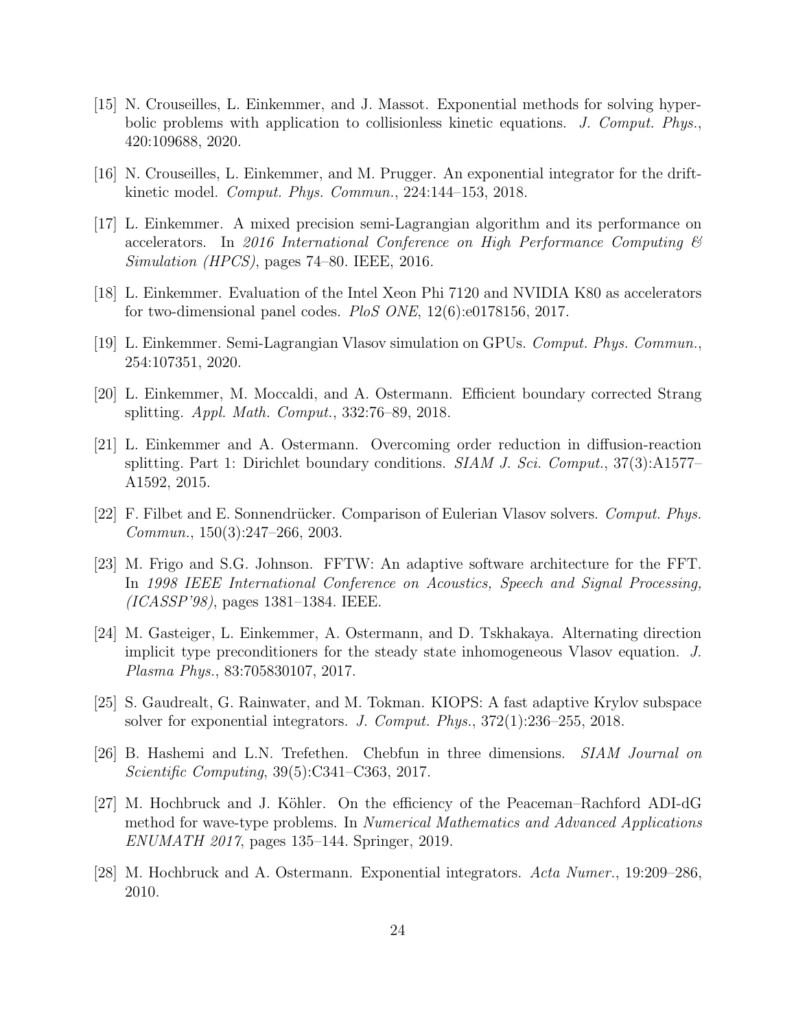[15] N. Crouseilles, L. Einkemmer, and J. Massot. Exponential methods for solving hyperbolic problems with application to collisionless kinetic equations. *J. Comput. Phys.*, 420:109688, 2020.

[16] N. Crouseilles, L. Einkemmer, and M. Prugger. An exponential integrator for the drift-kinetic model. *Comput. Phys. Commun.*, 224:144–153, 2018.

[17] L. Einkemmer. A mixed precision semi-Lagrangian algorithm and its performance on accelerators. In *2016 International Conference on High Performance Computing & Simulation (HPCS)*, pages 74–80. IEEE, 2016.

[18] L. Einkemmer. Evaluation of the Intel Xeon Phi 7120 and NVIDIA K80 as accelerators for two-dimensional panel codes. *PloS ONE*, 12(6):e0178156, 2017.

[19] L. Einkemmer. Semi-Lagrangian Vlasov simulation on GPUs. *Comput. Phys. Commun.*, 254:107351, 2020.

[20] L. Einkemmer, M. Moccaldi, and A. Ostermann. Efficient boundary corrected Strang splitting. *Appl. Math. Comput.*, 332:76–89, 2018.

[21] L. Einkemmer and A. Ostermann. Overcoming order reduction in diffusion-reaction splitting. Part 1: Dirichlet boundary conditions. *SIAM J. Sci. Comput.*, 37(3):A1577–A1592, 2015.

[22] F. Filbet and E. Sonnendrücker. Comparison of Eulerian Vlasov solvers. *Comput. Phys. Commun.*, 150(3):247–266, 2003.

[23] M. Frigo and S.G. Johnson. FFTW: An adaptive software architecture for the FFT. In *1998 IEEE International Conference on Acoustics, Speech and Signal Processing, (ICASSP'98)*, pages 1381–1384. IEEE.

[24] M. Gasteiger, L. Einkemmer, A. Ostermann, and D. Tskhakaya. Alternating direction implicit type preconditioners for the steady state inhomogeneous Vlasov equation. *J. Plasma Phys.*, 83:705830107, 2017.

[25] S. Gaudreault, G. Rainwater, and M. Tokman. KIOPS: A fast adaptive Krylov subspace solver for exponential integrators. *J. Comput. Phys.*, 372(1):236–255, 2018.

[26] B. Hashemi and L.N. Trefethen. Chebfun in three dimensions. *SIAM Journal on Scientific Computing*, 39(5):C341–C363, 2017.

[27] M. Hochbruck and J. Köhler. On the efficiency of the Peaceman–Rachford ADI-dG method for wave-type problems. In *Numerical Mathematics and Advanced Applications ENUMATH 2017*, pages 135–144. Springer, 2019.

[28] M. Hochbruck and A. Ostermann. Exponential integrators. *Acta Numer.*, 19:209–286, 2010.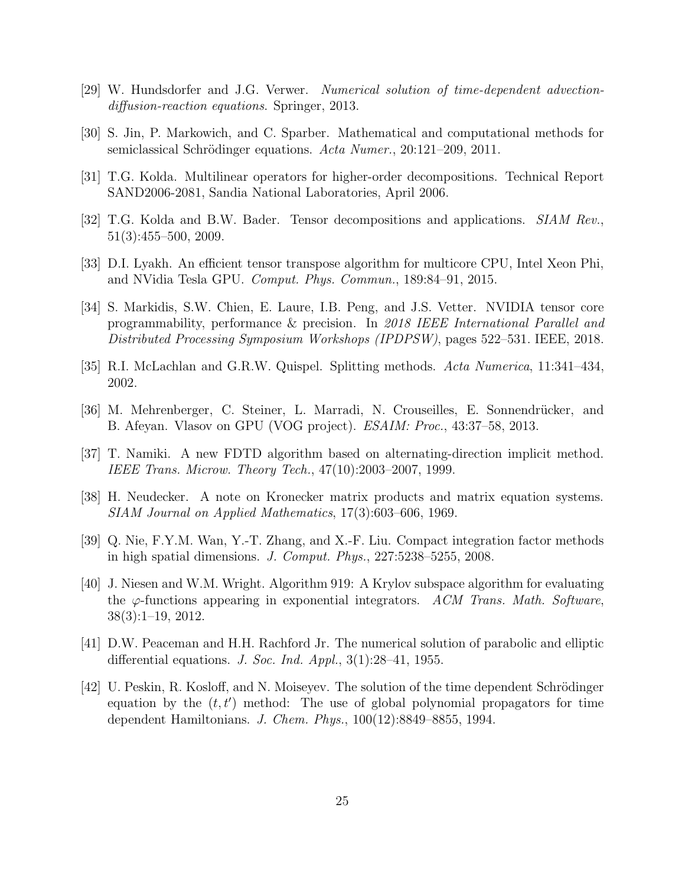[29] W. Hundsdorfer and J.G. Verwer. *Numerical solution of time-dependent advection-diffusion-reaction equations*. Springer, 2013.

[30] S. Jin, P. Markowich, and C. Sparber. Mathematical and computational methods for semiclassical Schrödinger equations. *Acta Numer.*, 20:121–209, 2011.

[31] T.G. Kolda. Multilinear operators for higher-order decompositions. Technical Report SAND2006-2081, Sandia National Laboratories, April 2006.

[32] T.G. Kolda and B.W. Bader. Tensor decompositions and applications. *SIAM Rev.*, 51(3):455–500, 2009.

[33] D.I. Lyakh. An efficient tensor transpose algorithm for multicore CPU, Intel Xeon Phi, and NVidia Tesla GPU. *Comput. Phys. Commun.*, 189:84–91, 2015.

[34] S. Markidis, S.W. Chien, E. Laure, I.B. Peng, and J.S. Vetter. NVIDIA tensor core programmability, performance & precision. In *2018 IEEE International Parallel and Distributed Processing Symposium Workshops (IPDPSW)*, pages 522–531. IEEE, 2018.

[35] R.I. McLachlan and G.R.W. Quispel. Splitting methods. *Acta Numerica*, 11:341–434, 2002.

[36] M. Mehrenberger, C. Steiner, L. Marradi, N. Crouseilles, E. Sonnendrücker, and B. Afeyan. Vlasov on GPU (VOG project). *ESAIM: Proc.*, 43:37–58, 2013.

[37] T. Namiki. A new FDTD algorithm based on alternating-direction implicit method. *IEEE Trans. Microw. Theory Tech.*, 47(10):2003–2007, 1999.

[38] H. Neudecker. A note on Kronecker matrix products and matrix equation systems. *SIAM Journal on Applied Mathematics*, 17(3):603–606, 1969.

[39] Q. Nie, F.Y.M. Wan, Y.-T. Zhang, and X.-F. Liu. Compact integration factor methods in high spatial dimensions. *J. Comput. Phys.*, 227:5238–5255, 2008.

[40] J. Niesen and W.M. Wright. Algorithm 919: A Krylov subspace algorithm for evaluating the $\varphi$-functions appearing in exponential integrators. *ACM Trans. Math. Software*, 38(3):1–19, 2012.

[41] D.W. Peaceman and H.H. Rachford Jr. The numerical solution of parabolic and elliptic differential equations. *J. Soc. Ind. Appl.*, 3(1):28–41, 1955.

[42] U. Peskin, R. Kosloff, and N. Moiseyev. The solution of the time dependent Schrödinger equation by the $(t, t')$ method: The use of global polynomial propagators for time dependent Hamiltonians. *J. Chem. Phys.*, 100(12):8849–8855, 1994.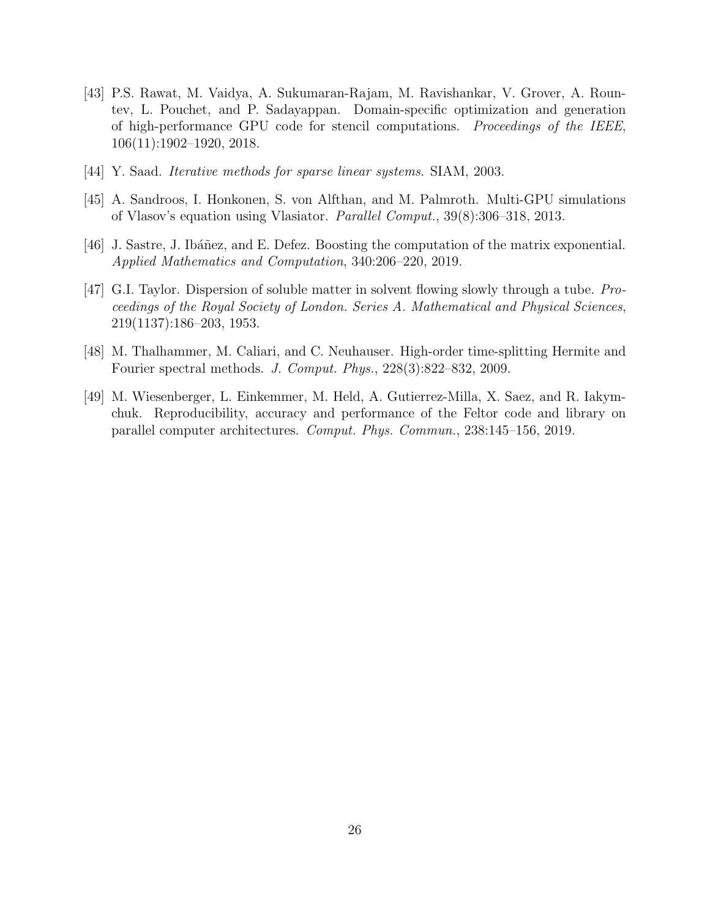[43] P.S. Rawat, M. Vaidya, A. Sukumaran-Rajam, M. Ravishankar, V. Grover, A. Rountev, L. Pouchet, and P. Sadayappan. Domain-specific optimization and generation of high-performance GPU code for stencil computations. *Proceedings of the IEEE*, 106(11):1902–1920, 2018.

[44] Y. Saad. *Iterative methods for sparse linear systems*. SIAM, 2003.

[45] A. Sandroos, I. Honkonen, S. von Alfthan, and M. Palmroth. Multi-GPU simulations of Vlasov's equation using Vlasiator. *Parallel Comput.*, 39(8):306–318, 2013.

[46] J. Sastre, J. Ibáñez, and E. Defez. Boosting the computation of the matrix exponential. *Applied Mathematics and Computation*, 340:206–220, 2019.

[47] G.I. Taylor. Dispersion of soluble matter in solvent flowing slowly through a tube. *Proceedings of the Royal Society of London. Series A. Mathematical and Physical Sciences*, 219(1137):186–203, 1953.

[48] M. Thalhammer, M. Caliari, and C. Neuhauser. High-order time-splitting Hermite and Fourier spectral methods. *J. Comput. Phys.*, 228(3):822–832, 2009.

[49] M. Wiesenberger, L. Einkemmer, M. Held, A. Gutierrez-Milla, X. Saez, and R. Iakymchuk. Reproducibility, accuracy and performance of the Feltor code and library on parallel computer architectures. *Comput. Phys. Commun.*, 238:145–156, 2019.